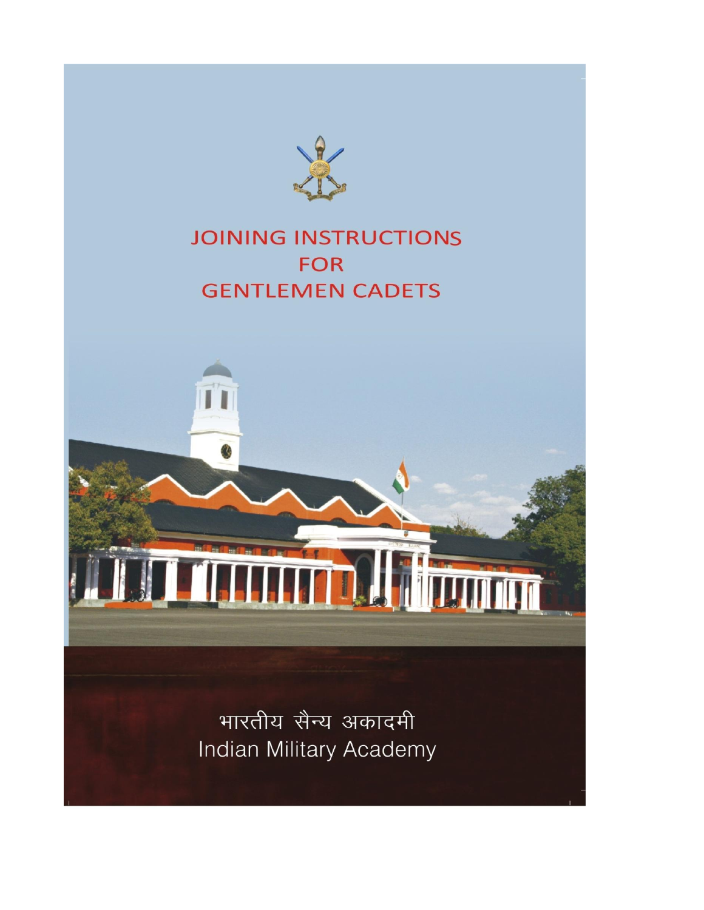# JOINING INSTRUCTIONS FOR GENTLEMEN CADETS

भारतीय सैन्य अकादमी

Indian Military Academy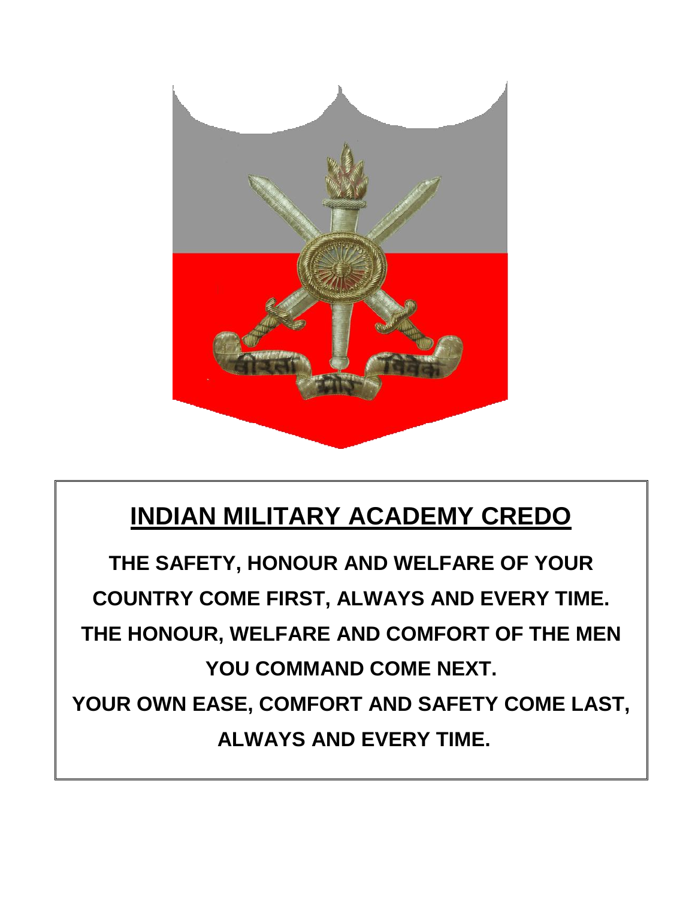## INDIAN MILITARY ACADEMY CREDO

**THE SAFETY, HONOUR AND WELFARE OF YOUR COUNTRY COME FIRST, ALWAYS AND EVERY TIME.**

**THE HONOUR, WELFARE AND COMFORT OF THE MEN YOU COMMAND COME NEXT.**

**YOUR OWN EASE, COMFORT AND SAFETY COME LAST, ALWAYS AND EVERY TIME.**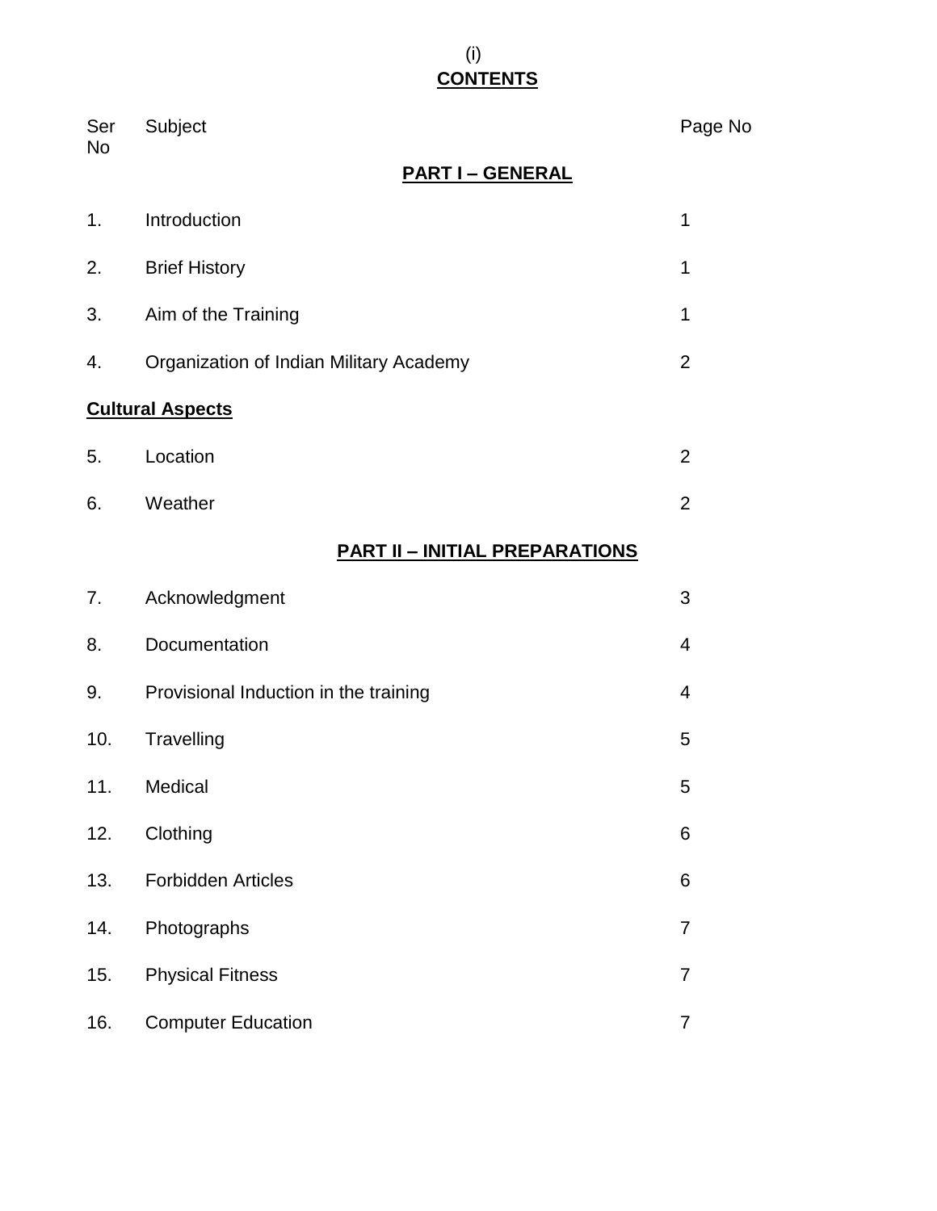## CONTENTS

| Ser No | Subject | Page No |
|---|---|---|
| | **PART I – GENERAL** | |
| 1. | Introduction | 1 |
| 2. | Brief History | 1 |
| 3. | Aim of the Training | 1 |
| 4. | Organization of Indian Military Academy | 2 |
| **Cultural Aspects** | | |
| 5. | Location | 2 |
| 6. | Weather | 2 |
| | **PART II – INITIAL PREPARATIONS** | |
| 7. | Acknowledgment | 3 |
| 8. | Documentation | 4 |
| 9. | Provisional Induction in the training | 4 |
| 10. | Travelling | 5 |
| 11. | Medical | 5 |
| 12. | Clothing | 6 |
| 13. | Forbidden Articles | 6 |
| 14. | Photographs | 7 |
| 15. | Physical Fitness | 7 |
| 16. | Computer Education | 7 |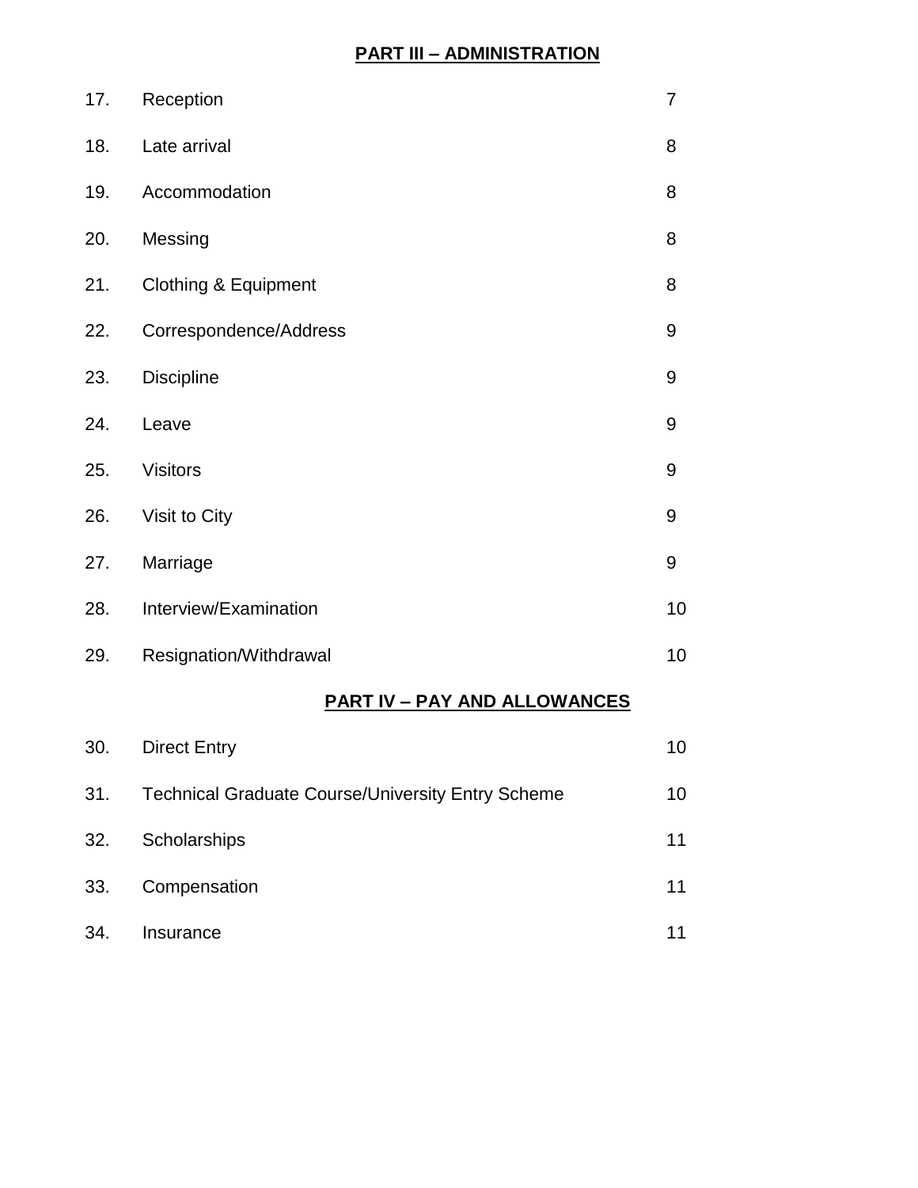## **PART III – ADMINISTRATION**

| | | |
|---|---|---|
| 17. | Reception | 7 |
| 18. | Late arrival | 8 |
| 19. | Accommodation | 8 |
| 20. | Messing | 8 |
| 21. | Clothing & Equipment | 8 |
| 22. | Correspondence/Address | 9 |
| 23. | Discipline | 9 |
| 24. | Leave | 9 |
| 25. | Visitors | 9 |
| 26. | Visit to City | 9 |
| 27. | Marriage | 9 |
| 28. | Interview/Examination | 10 |
| 29. | Resignation/Withdrawal | 10 |

## **PART IV – PAY AND ALLOWANCES**

| | | |
|---|---|---|
| 30. | Direct Entry | 10 |
| 31. | Technical Graduate Course/University Entry Scheme | 10 |
| 32. | Scholarships | 11 |
| 33. | Compensation | 11 |
| 34. | Insurance | 11 |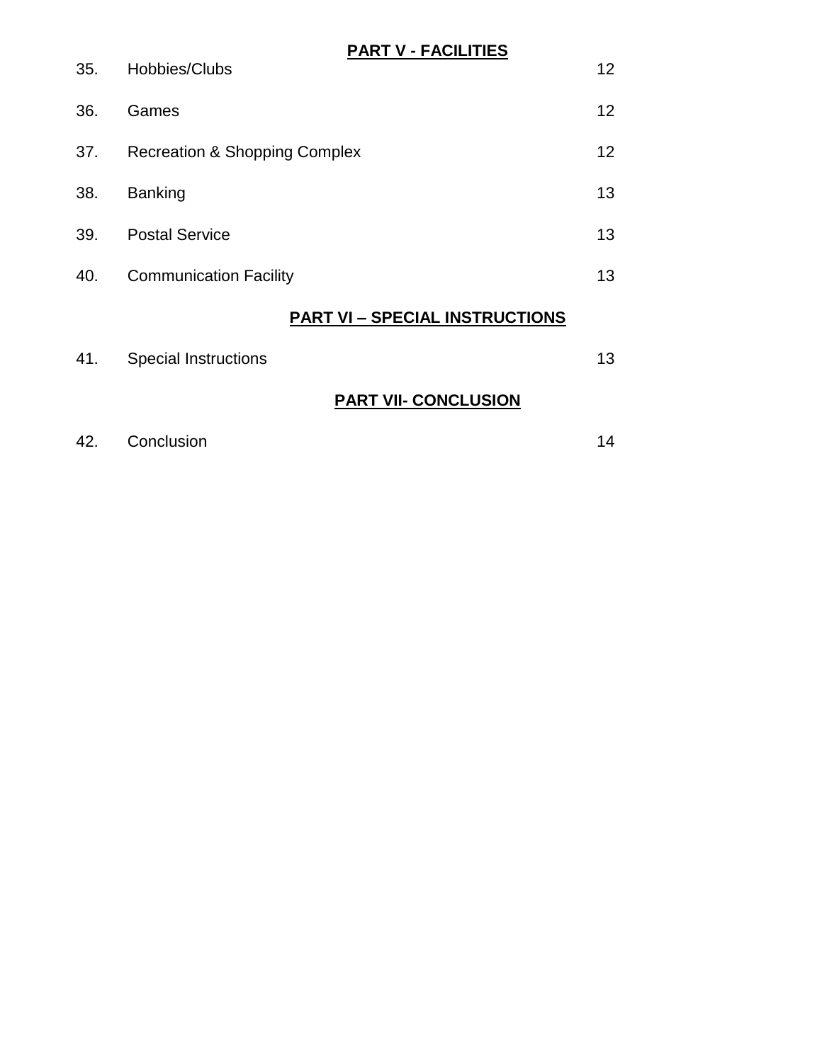**PART V - FACILITIES**

| | | |
|---|---|---|
| 35. | Hobbies/Clubs | 12 |
| 36. | Games | 12 |
| 37. | Recreation & Shopping Complex | 12 |
| 38. | Banking | 13 |
| 39. | Postal Service | 13 |
| 40. | Communication Facility | 13 |

**PART VI – SPECIAL INSTRUCTIONS**

| | | |
|---|---|---|
| 41. | Special Instructions | 13 |

**PART VII- CONCLUSION**

| | | |
|---|---|---|
| 42. | Conclusion | 14 |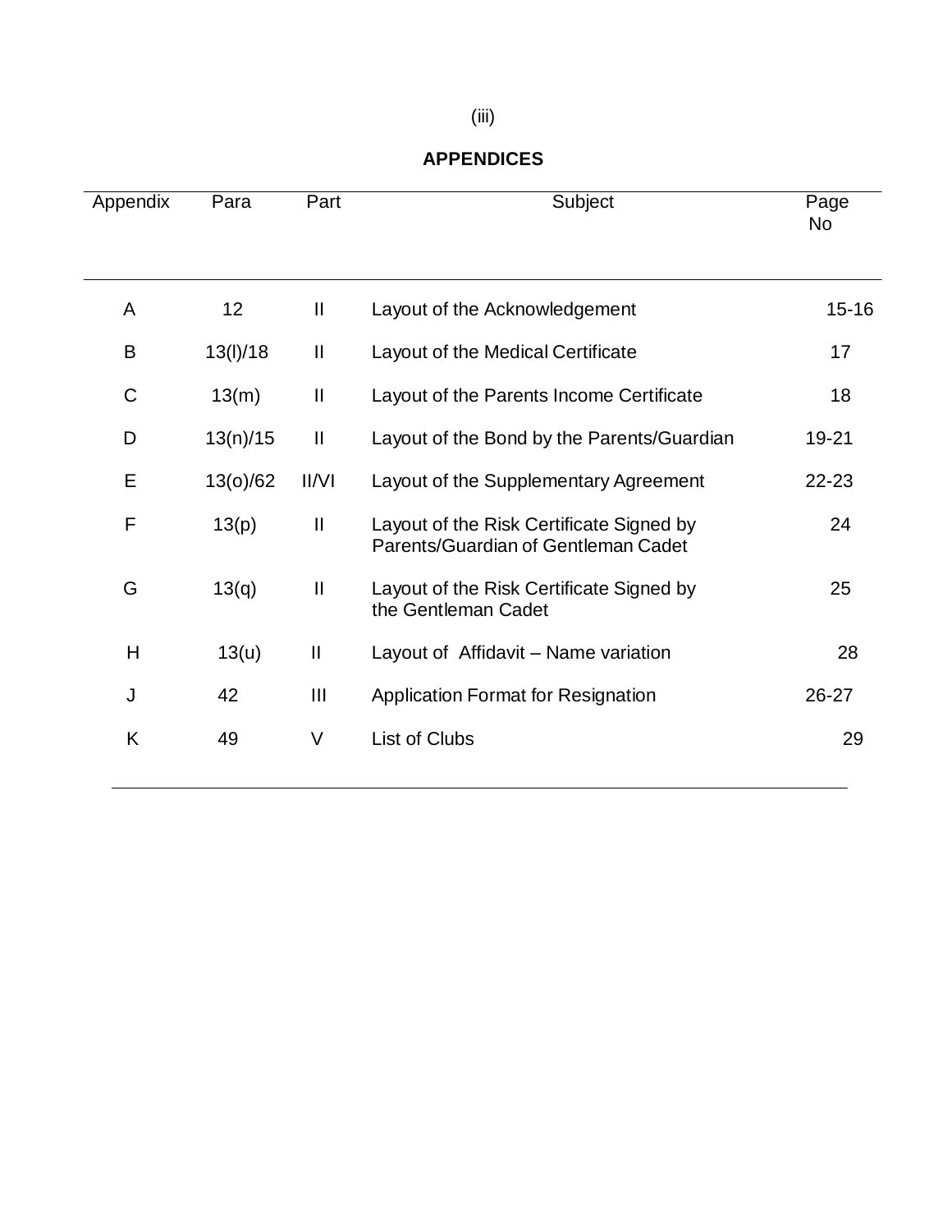## APPENDICES

| Appendix | Para | Part | Subject | Page No |
|---|---|---|---|---|
| A | 12 | II | Layout of the Acknowledgement | 15-16 |
| B | 13(l)/18 | II | Layout of the Medical Certificate | 17 |
| C | 13(m) | II | Layout of the Parents Income Certificate | 18 |
| D | 13(n)/15 | II | Layout of the Bond by the Parents/Guardian | 19-21 |
| E | 13(o)/62 | II/VI | Layout of the Supplementary Agreement | 22-23 |
| F | 13(p) | II | Layout of the Risk Certificate Signed by Parents/Guardian of Gentleman Cadet | 24 |
| G | 13(q) | II | Layout of the Risk Certificate Signed by the Gentleman Cadet | 25 |
| H | 13(u) | II | Layout of Affidavit – Name variation | 28 |
| J | 42 | III | Application Format for Resignation | 26-27 |
| K | 49 | V | List of Clubs | 29 |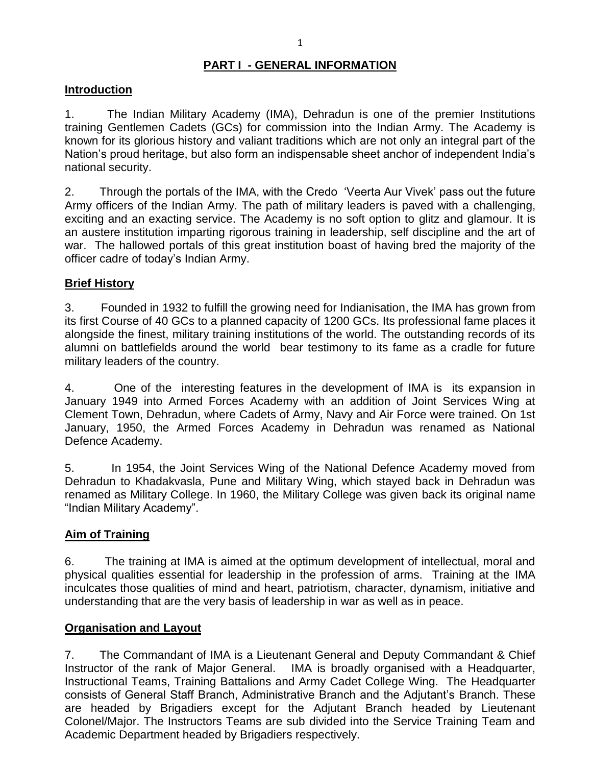## PART I - GENERAL INFORMATION

### Introduction

1. The Indian Military Academy (IMA), Dehradun is one of the premier Institutions training Gentlemen Cadets (GCs) for commission into the Indian Army. The Academy is known for its glorious history and valiant traditions which are not only an integral part of the Nation's proud heritage, but also form an indispensable sheet anchor of independent India's national security.

2. Through the portals of the IMA, with the Credo 'Veerta Aur Vivek' pass out the future Army officers of the Indian Army. The path of military leaders is paved with a challenging, exciting and an exacting service. The Academy is no soft option to glitz and glamour. It is an austere institution imparting rigorous training in leadership, self discipline and the art of war. The hallowed portals of this great institution boast of having bred the majority of the officer cadre of today's Indian Army.

### Brief History

3. Founded in 1932 to fulfill the growing need for Indianisation, the IMA has grown from its first Course of 40 GCs to a planned capacity of 1200 GCs. Its professional fame places it alongside the finest, military training institutions of the world. The outstanding records of its alumni on battlefields around the world bear testimony to its fame as a cradle for future military leaders of the country.

4. One of the interesting features in the development of IMA is its expansion in January 1949 into Armed Forces Academy with an addition of Joint Services Wing at Clement Town, Dehradun, where Cadets of Army, Navy and Air Force were trained. On 1st January, 1950, the Armed Forces Academy in Dehradun was renamed as National Defence Academy.

5. In 1954, the Joint Services Wing of the National Defence Academy moved from Dehradun to Khadakvasla, Pune and Military Wing, which stayed back in Dehradun was renamed as Military College. In 1960, the Military College was given back its original name "Indian Military Academy".

### Aim of Training

6. The training at IMA is aimed at the optimum development of intellectual, moral and physical qualities essential for leadership in the profession of arms. Training at the IMA inculcates those qualities of mind and heart, patriotism, character, dynamism, initiative and understanding that are the very basis of leadership in war as well as in peace.

### Organisation and Layout

7. The Commandant of IMA is a Lieutenant General and Deputy Commandant & Chief Instructor of the rank of Major General. IMA is broadly organised with a Headquarter, Instructional Teams, Training Battalions and Army Cadet College Wing. The Headquarter consists of General Staff Branch, Administrative Branch and the Adjutant's Branch. These are headed by Brigadiers except for the Adjutant Branch headed by Lieutenant Colonel/Major. The Instructors Teams are sub divided into the Service Training Team and Academic Department headed by Brigadiers respectively.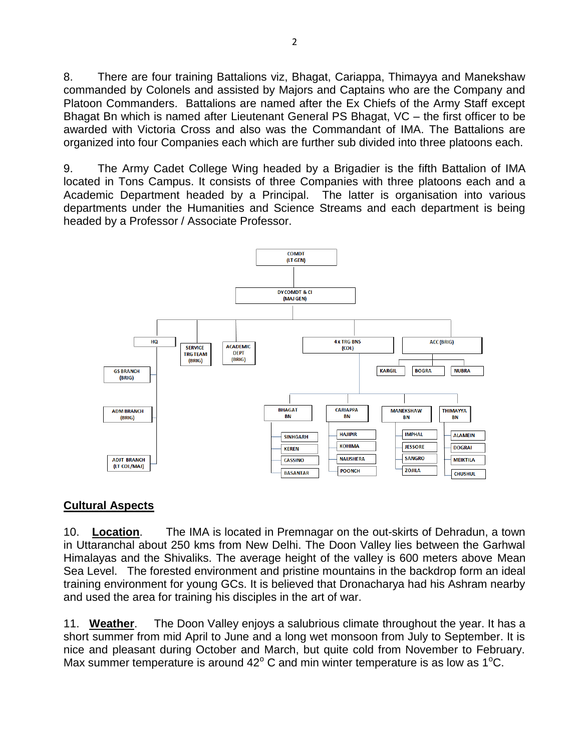8. There are four training Battalions viz, Bhagat, Cariappa, Thimayya and Manekshaw commanded by Colonels and assisted by Majors and Captains who are the Company and Platoon Commanders. Battalions are named after the Ex Chiefs of the Army Staff except Bhagat Bn which is named after Lieutenant General PS Bhagat, VC – the first officer to be awarded with Victoria Cross and also was the Commandant of IMA. The Battalions are organized into four Companies each which are further sub divided into three platoons each.

9. The Army Cadet College Wing headed by a Brigadier is the fifth Battalion of IMA located in Tons Campus. It consists of three Companies with three platoons each and a Academic Department headed by a Principal. The latter is organisation into various departments under the Humanities and Science Streams and each department is being headed by a Professor / Associate Professor.

- COMDT (LT GEN)
  - DY COMDT & CI (MAJ GEN)
    - HQ
      - GS BRANCH (BRIG)
      - ADM BRANCH (BRIG)
      - ADJT BRANCH (LT COL/MAJ)
    - SERVICE TRG TEAM (BRIG)
    - ACADEMIC DEPT (BRIG)
    - 4 x TRG BNS (COL)
      - BHAGAT BN
        - SINHGARH
        - KEREN
        - CASSINO
        - BASANTAR
      - CARIAPPA BN
        - HAJIPIR
        - KOHIMA
        - NAUSHERA
        - POONCH
      - MANEKSHAW BN
        - IMPHAL
        - JESSORE
        - SANGRO
        - ZOJILA
      - THIMAYYA BN
        - ALAMEIN
        - DOGRAI
        - MEIKTILA
        - CHUSHUL
    - ACC (BRIG)
      - KARGIL
      - BOGRA
      - NUBRA

## Cultural Aspects

10. **Location**. The IMA is located in Premnagar on the out-skirts of Dehradun, a town in Uttaranchal about 250 kms from New Delhi. The Doon Valley lies between the Garhwal Himalayas and the Shivaliks. The average height of the valley is 600 meters above Mean Sea Level. The forested environment and pristine mountains in the backdrop form an ideal training environment for young GCs. It is believed that Dronacharya had his Ashram nearby and used the area for training his disciples in the art of war.

11. **Weather**. The Doon Valley enjoys a salubrious climate throughout the year. It has a short summer from mid April to June and a long wet monsoon from July to September. It is nice and pleasant during October and March, but quite cold from November to February. Max summer temperature is around 42$^{o}$ C and min winter temperature is as low as 1$^{o}$C.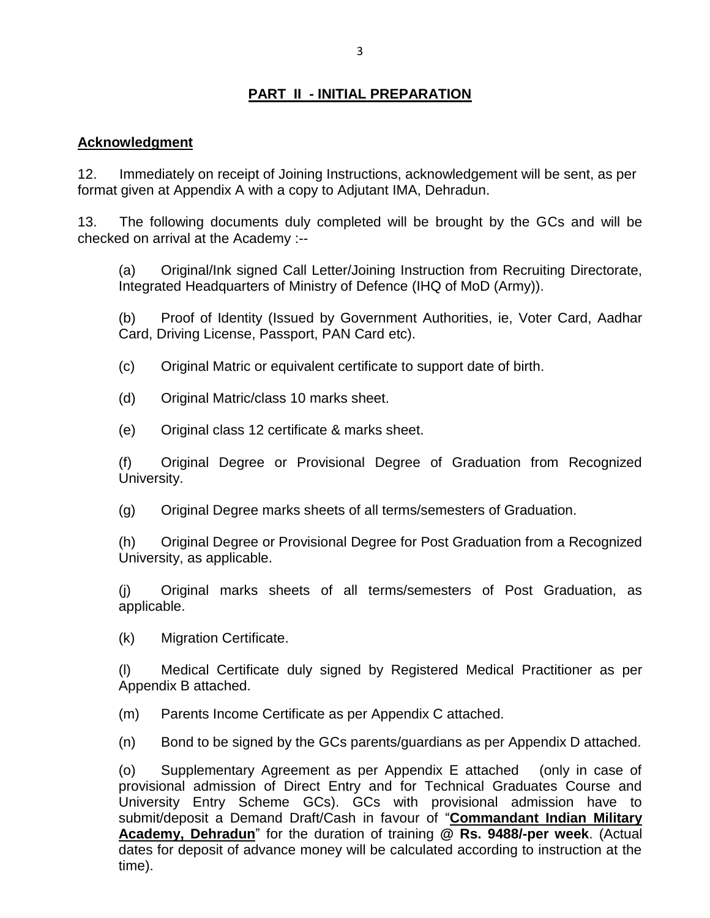## PART II - INITIAL PREPARATION

**Acknowledgment**

12. Immediately on receipt of Joining Instructions, acknowledgement will be sent, as per format given at Appendix A with a copy to Adjutant IMA, Dehradun.

13. The following documents duly completed will be brought by the GCs and will be checked on arrival at the Academy :--

(a) Original/Ink signed Call Letter/Joining Instruction from Recruiting Directorate, Integrated Headquarters of Ministry of Defence (IHQ of MoD (Army)).

(b) Proof of Identity (Issued by Government Authorities, ie, Voter Card, Aadhar Card, Driving License, Passport, PAN Card etc).

(c) Original Matric or equivalent certificate to support date of birth.

(d) Original Matric/class 10 marks sheet.

(e) Original class 12 certificate & marks sheet.

(f) Original Degree or Provisional Degree of Graduation from Recognized University.

(g) Original Degree marks sheets of all terms/semesters of Graduation.

(h) Original Degree or Provisional Degree for Post Graduation from a Recognized University, as applicable.

(j) Original marks sheets of all terms/semesters of Post Graduation, as applicable.

(k) Migration Certificate.

(l) Medical Certificate duly signed by Registered Medical Practitioner as per Appendix B attached.

(m) Parents Income Certificate as per Appendix C attached.

(n) Bond to be signed by the GCs parents/guardians as per Appendix D attached.

(o) Supplementary Agreement as per Appendix E attached (only in case of provisional admission of Direct Entry and for Technical Graduates Course and University Entry Scheme GCs). GCs with provisional admission have to submit/deposit a Demand Draft/Cash in favour of "**Commandant Indian Military Academy, Dehradun**" for the duration of training **@ Rs. 9488/-per week**. (Actual dates for deposit of advance money will be calculated according to instruction at the time).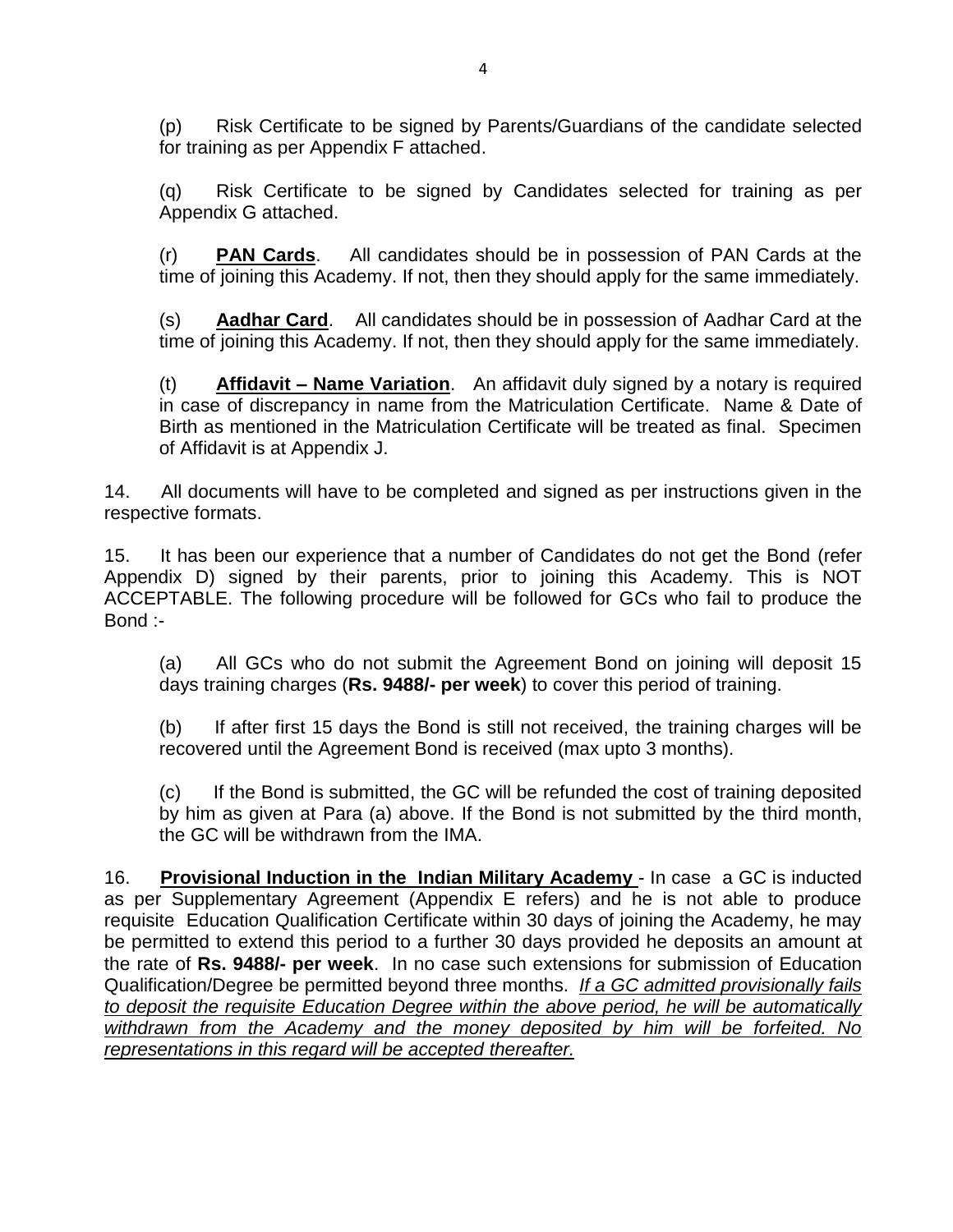(p) Risk Certificate to be signed by Parents/Guardians of the candidate selected for training as per Appendix F attached.

(q) Risk Certificate to be signed by Candidates selected for training as per Appendix G attached.

(r) **<u>PAN Cards</u>**. All candidates should be in possession of PAN Cards at the time of joining this Academy. If not, then they should apply for the same immediately.

(s) **<u>Aadhar Card</u>**. All candidates should be in possession of Aadhar Card at the time of joining this Academy. If not, then they should apply for the same immediately.

(t) **<u>Affidavit – Name Variation</u>**. An affidavit duly signed by a notary is required in case of discrepancy in name from the Matriculation Certificate. Name & Date of Birth as mentioned in the Matriculation Certificate will be treated as final. Specimen of Affidavit is at Appendix J.

14. All documents will have to be completed and signed as per instructions given in the respective formats.

15. It has been our experience that a number of Candidates do not get the Bond (refer Appendix D) signed by their parents, prior to joining this Academy. This is NOT ACCEPTABLE. The following procedure will be followed for GCs who fail to produce the Bond :-

(a) All GCs who do not submit the Agreement Bond on joining will deposit 15 days training charges (**Rs. 9488/- per week**) to cover this period of training.

(b) If after first 15 days the Bond is still not received, the training charges will be recovered until the Agreement Bond is received (max upto 3 months).

(c) If the Bond is submitted, the GC will be refunded the cost of training deposited by him as given at Para (a) above. If the Bond is not submitted by the third month, the GC will be withdrawn from the IMA.

16. **<u>Provisional Induction in the Indian Military Academy</u>** - In case a GC is inducted as per Supplementary Agreement (Appendix E refers) and he is not able to produce requisite Education Qualification Certificate within 30 days of joining the Academy, he may be permitted to extend this period to a further 30 days provided he deposits an amount at the rate of **Rs. 9488/- per week**. In no case such extensions for submission of Education Qualification/Degree be permitted beyond three months. *<u>If a GC admitted provisionally fails to deposit the requisite Education Degree within the above period, he will be automatically withdrawn from the Academy and the money deposited by him will be forfeited. No representations in this regard will be accepted thereafter.</u>*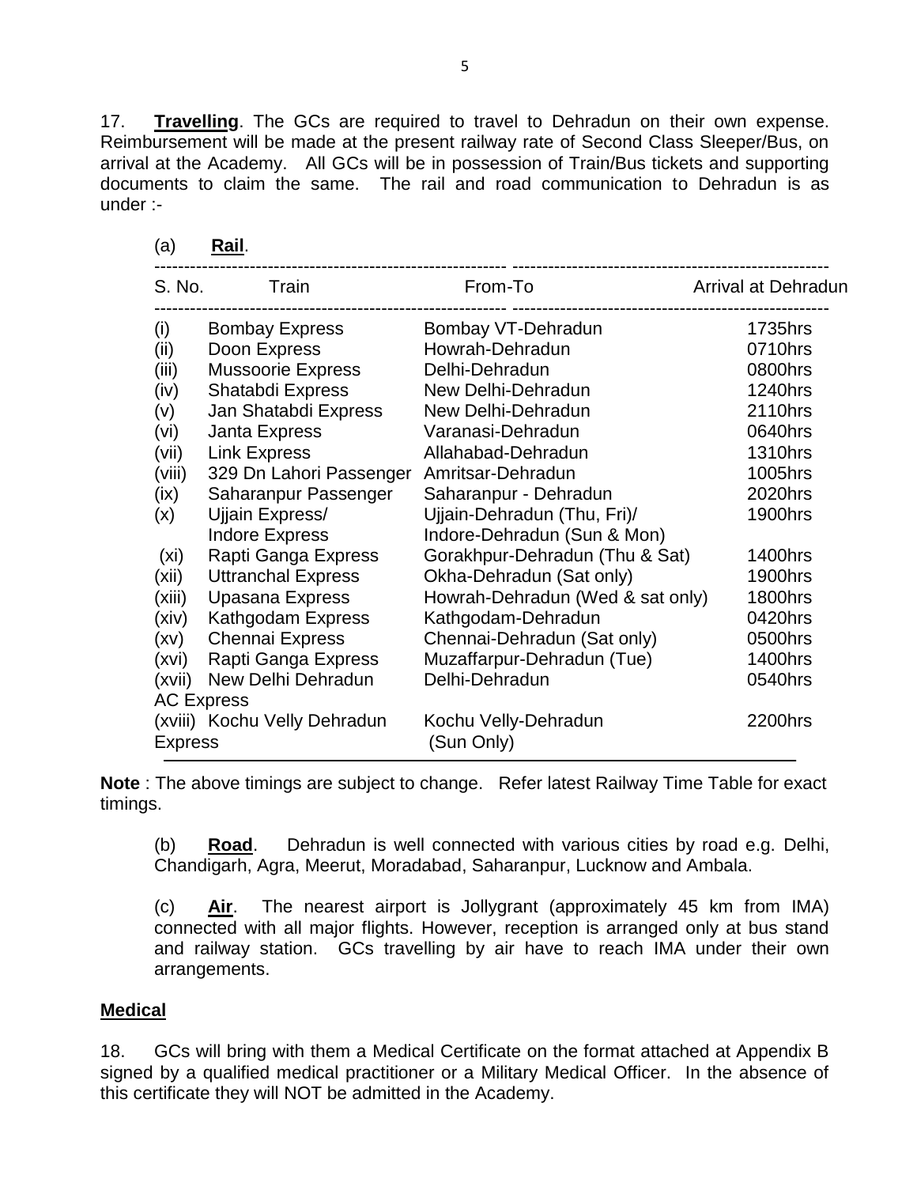17. **Travelling**. The GCs are required to travel to Dehradun on their own expense. Reimbursement will be made at the present railway rate of Second Class Sleeper/Bus, on arrival at the Academy. All GCs will be in possession of Train/Bus tickets and supporting documents to claim the same. The rail and road communication to Dehradun is as under :-

(a) **Rail**.

| S. No. | Train | From-To | Arrival at Dehradun |
|---|---|---|---|
| (i) | Bombay Express | Bombay VT-Dehradun | 1735hrs |
| (ii) | Doon Express | Howrah-Dehradun | 0710hrs |
| (iii) | Mussoorie Express | Delhi-Dehradun | 0800hrs |
| (iv) | Shatabdi Express | New Delhi-Dehradun | 1240hrs |
| (v) | Jan Shatabdi Express | New Delhi-Dehradun | 2110hrs |
| (vi) | Janta Express | Varanasi-Dehradun | 0640hrs |
| (vii) | Link Express | Allahabad-Dehradun | 1310hrs |
| (viii) | 329 Dn Lahori Passenger | Amritsar-Dehradun | 1005hrs |
| (ix) | Saharanpur Passenger | Saharanpur - Dehradun | 2020hrs |
| (x) | Ujjain Express/ Indore Express | Ujjain-Dehradun (Thu, Fri)/ Indore-Dehradun (Sun & Mon) | 1900hrs |
| (xi) | Rapti Ganga Express | Gorakhpur-Dehradun (Thu & Sat) | 1400hrs |
| (xii) | Uttranchal Express | Okha-Dehradun (Sat only) | 1900hrs |
| (xiii) | Upasana Express | Howrah-Dehradun (Wed & sat only) | 1800hrs |
| (xiv) | Kathgodam Express | Kathgodam-Dehradun | 0420hrs |
| (xv) | Chennai Express | Chennai-Dehradun (Sat only) | 0500hrs |
| (xvi) | Rapti Ganga Express | Muzaffarpur-Dehradun (Tue) | 1400hrs |
| (xvii) | New Delhi Dehradun AC Express | Delhi-Dehradun | 0540hrs |
| (xviii) | Kochu Velly Dehradun Express | Kochu Velly-Dehradun (Sun Only) | 2200hrs |

**Note** : The above timings are subject to change. Refer latest Railway Time Table for exact timings.

(b) **Road**. Dehradun is well connected with various cities by road e.g. Delhi, Chandigarh, Agra, Meerut, Moradabad, Saharanpur, Lucknow and Ambala.

(c) **Air**. The nearest airport is Jollygrant (approximately 45 km from IMA) connected with all major flights. However, reception is arranged only at bus stand and railway station. GCs travelling by air have to reach IMA under their own arrangements.

**Medical**

18. GCs will bring with them a Medical Certificate on the format attached at Appendix B signed by a qualified medical practitioner or a Military Medical Officer. In the absence of this certificate they will NOT be admitted in the Academy.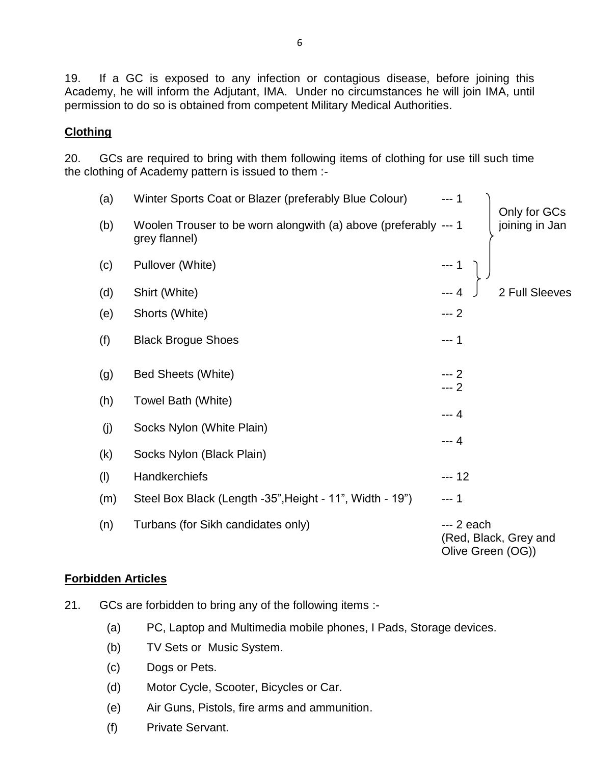19. If a GC is exposed to any infection or contagious disease, before joining this Academy, he will inform the Adjutant, IMA. Under no circumstances he will join IMA, until permission to do so is obtained from competent Military Medical Authorities.

**Clothing**

20. GCs are required to bring with them following items of clothing for use till such time the clothing of Academy pattern is issued to them :-

| | Item | Qty | Remarks |
|---|---|---|---|
| (a) | Winter Sports Coat or Blazer (preferably Blue Colour) | --- 1 | Only for GCs joining in Jan |
| (b) | Woolen Trouser to be worn alongwith (a) above (preferably grey flannel) | --- 1 | |
| (c) | Pullover (White) | --- 1 | |
| (d) | Shirt (White) | --- 4 | 2 Full Sleeves |
| (e) | Shorts (White) | --- 2 | |
| (f) | Black Brogue Shoes | --- 1 | |
| (g) | Bed Sheets (White) | --- 2 | |
| (h) | Towel Bath (White) | --- 2 | |
| (j) | Socks Nylon (White Plain) | --- 4 | |
| (k) | Socks Nylon (Black Plain) | --- 4 | |
| (l) | Handkerchiefs | --- 12 | |
| (m) | Steel Box Black (Length -35”,Height - 11”, Width - 19”) | --- 1 | |
| (n) | Turbans (for Sikh candidates only) | --- 2 each (Red, Black, Grey and Olive Green (OG)) | |

Note: The bracket "Only for GCs joining in Jan" spans items (a) to (d); the bracket "2 Full Sleeves" spans items (c) and (d).

**Forbidden Articles**

21. GCs are forbidden to bring any of the following items :-

(a) PC, Laptop and Multimedia mobile phones, I Pads, Storage devices.

(b) TV Sets or Music System.

(c) Dogs or Pets.

(d) Motor Cycle, Scooter, Bicycles or Car.

(e) Air Guns, Pistols, fire arms and ammunition.

(f) Private Servant.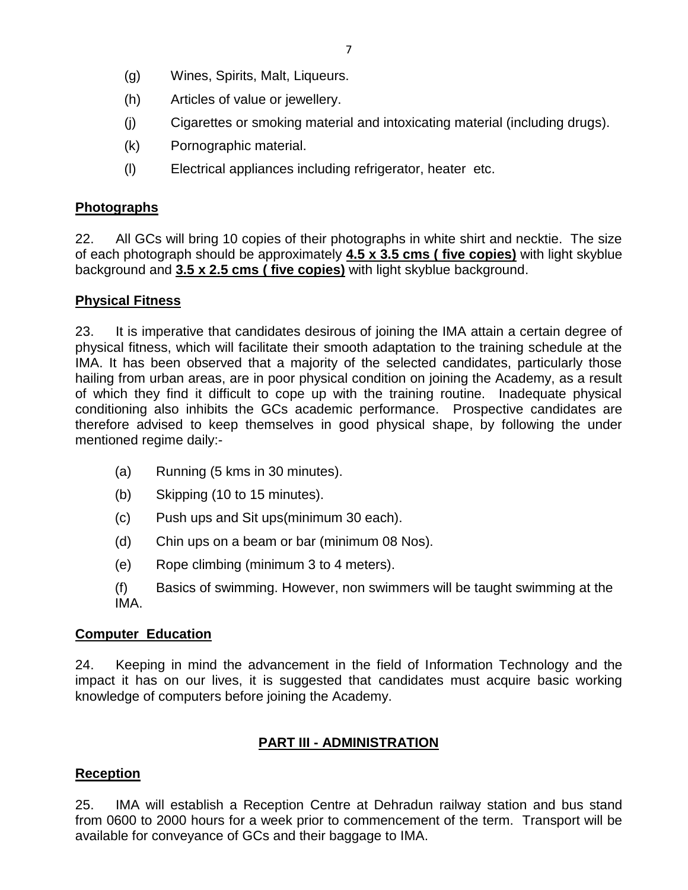(g) Wines, Spirits, Malt, Liqueurs.

(h) Articles of value or jewellery.

(j) Cigarettes or smoking material and intoxicating material (including drugs).

(k) Pornographic material.

(l) Electrical appliances including refrigerator, heater etc.

**Photographs**

22. All GCs will bring 10 copies of their photographs in white shirt and necktie. The size of each photograph should be approximately **4.5 x 3.5 cms ( five copies)** with light skyblue background and **3.5 x 2.5 cms ( five copies)** with light skyblue background.

**Physical Fitness**

23. It is imperative that candidates desirous of joining the IMA attain a certain degree of physical fitness, which will facilitate their smooth adaptation to the training schedule at the IMA. It has been observed that a majority of the selected candidates, particularly those hailing from urban areas, are in poor physical condition on joining the Academy, as a result of which they find it difficult to cope up with the training routine. Inadequate physical conditioning also inhibits the GCs academic performance. Prospective candidates are therefore advised to keep themselves in good physical shape, by following the under mentioned regime daily:-

(a) Running (5 kms in 30 minutes).

(b) Skipping (10 to 15 minutes).

(c) Push ups and Sit ups(minimum 30 each).

(d) Chin ups on a beam or bar (minimum 08 Nos).

(e) Rope climbing (minimum 3 to 4 meters).

(f) Basics of swimming. However, non swimmers will be taught swimming at the IMA.

**Computer Education**

24. Keeping in mind the advancement in the field of Information Technology and the impact it has on our lives, it is suggested that candidates must acquire basic working knowledge of computers before joining the Academy.

## PART III - ADMINISTRATION

**Reception**

25. IMA will establish a Reception Centre at Dehradun railway station and bus stand from 0600 to 2000 hours for a week prior to commencement of the term. Transport will be available for conveyance of GCs and their baggage to IMA.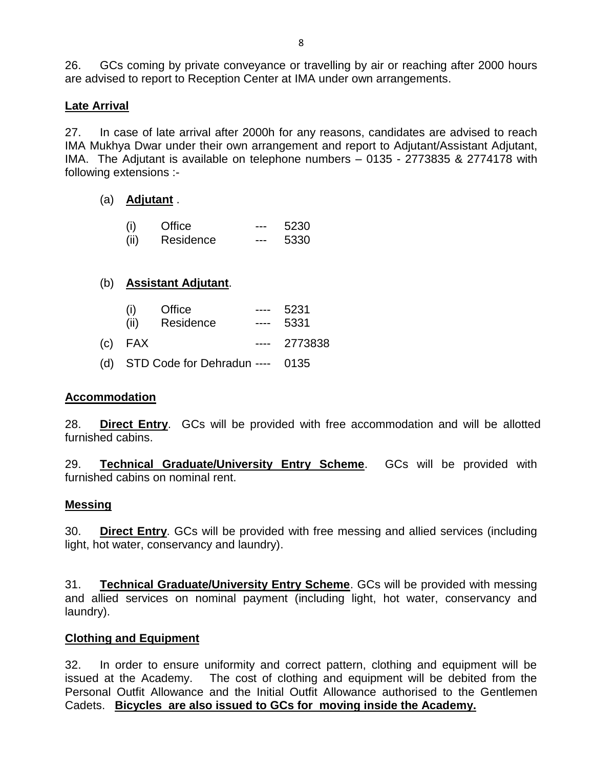26. GCs coming by private conveyance or travelling by air or reaching after 2000 hours are advised to report to Reception Center at IMA under own arrangements.

**Late Arrival**

27. In case of late arrival after 2000h for any reasons, candidates are advised to reach IMA Mukhya Dwar under their own arrangement and report to Adjutant/Assistant Adjutant, IMA. The Adjutant is available on telephone numbers – 0135 - 2773835 & 2774178 with following extensions :-

(a) **Adjutant** .

(i) Office --- 5230
(ii) Residence --- 5330

(b) **Assistant Adjutant**.

(i) Office ---- 5231
(ii) Residence ---- 5331

(c) FAX ---- 2773838

(d) STD Code for Dehradun ---- 0135

**Accommodation**

28. **Direct Entry**. GCs will be provided with free accommodation and will be allotted furnished cabins.

29. **Technical Graduate/University Entry Scheme**. GCs will be provided with furnished cabins on nominal rent.

**Messing**

30. **Direct Entry**. GCs will be provided with free messing and allied services (including light, hot water, conservancy and laundry).

31. **Technical Graduate/University Entry Scheme**. GCs will be provided with messing and allied services on nominal payment (including light, hot water, conservancy and laundry).

**Clothing and Equipment**

32. In order to ensure uniformity and correct pattern, clothing and equipment will be issued at the Academy. The cost of clothing and equipment will be debited from the Personal Outfit Allowance and the Initial Outfit Allowance authorised to the Gentlemen Cadets. **Bicycles are also issued to GCs for moving inside the Academy.**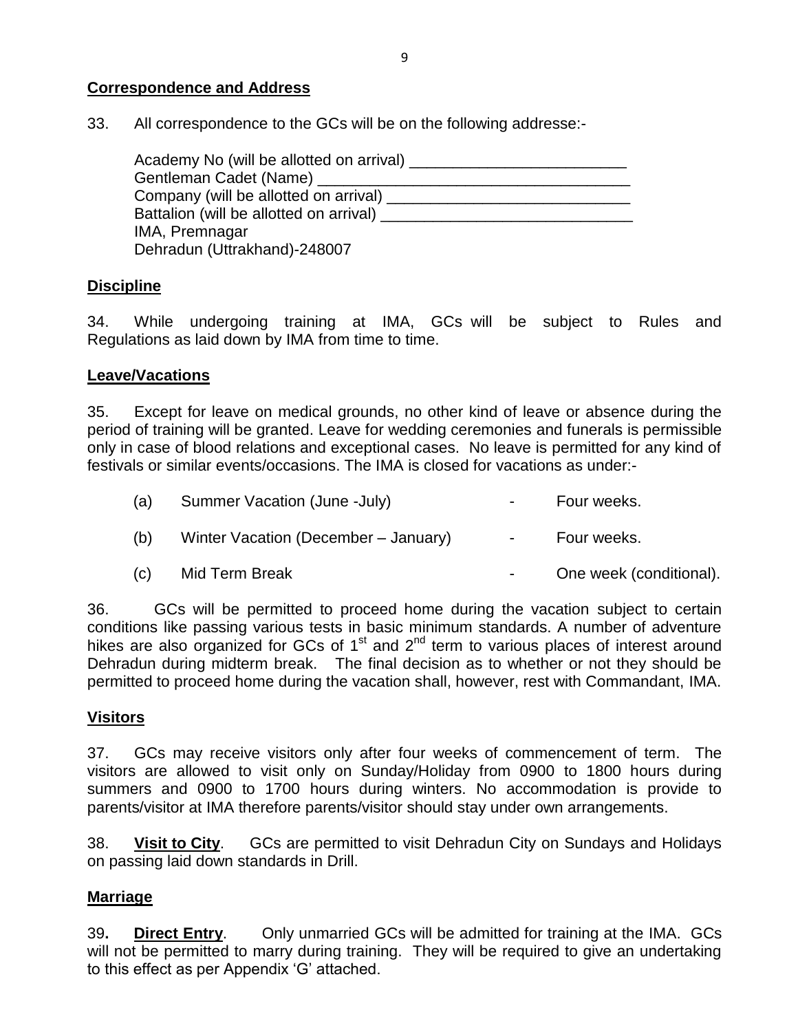**Correspondence and Address**

33. All correspondence to the GCs will be on the following addresse:-

Academy No (will be allotted on arrival) _________________________
Gentleman Cadet (Name) ____________________________________
Company (will be allotted on arrival) ____________________________
Battalion (will be allotted on arrival) _____________________________
IMA, Premnagar
Dehradun (Uttrakhand)-248007

**Discipline**

34. While undergoing training at IMA, GCs will be subject to Rules and Regulations as laid down by IMA from time to time.

**Leave/Vacations**

35. Except for leave on medical grounds, no other kind of leave or absence during the period of training will be granted. Leave for wedding ceremonies and funerals is permissible only in case of blood relations and exceptional cases. No leave is permitted for any kind of festivals or similar events/occasions. The IMA is closed for vacations as under:-

(a) Summer Vacation (June -July) - Four weeks.

(b) Winter Vacation (December – January) - Four weeks.

(c) Mid Term Break - One week (conditional).

36. GCs will be permitted to proceed home during the vacation subject to certain conditions like passing various tests in basic minimum standards. A number of adventure hikes are also organized for GCs of 1st and 2nd term to various places of interest around Dehradun during midterm break. The final decision as to whether or not they should be permitted to proceed home during the vacation shall, however, rest with Commandant, IMA.

**Visitors**

37. GCs may receive visitors only after four weeks of commencement of term. The visitors are allowed to visit only on Sunday/Holiday from 0900 to 1800 hours during summers and 0900 to 1700 hours during winters. No accommodation is provide to parents/visitor at IMA therefore parents/visitor should stay under own arrangements.

38. **Visit to City**. GCs are permitted to visit Dehradun City on Sundays and Holidays on passing laid down standards in Drill.

**Marriage**

39**.** **Direct Entry**. Only unmarried GCs will be admitted for training at the IMA. GCs will not be permitted to marry during training. They will be required to give an undertaking to this effect as per Appendix 'G' attached.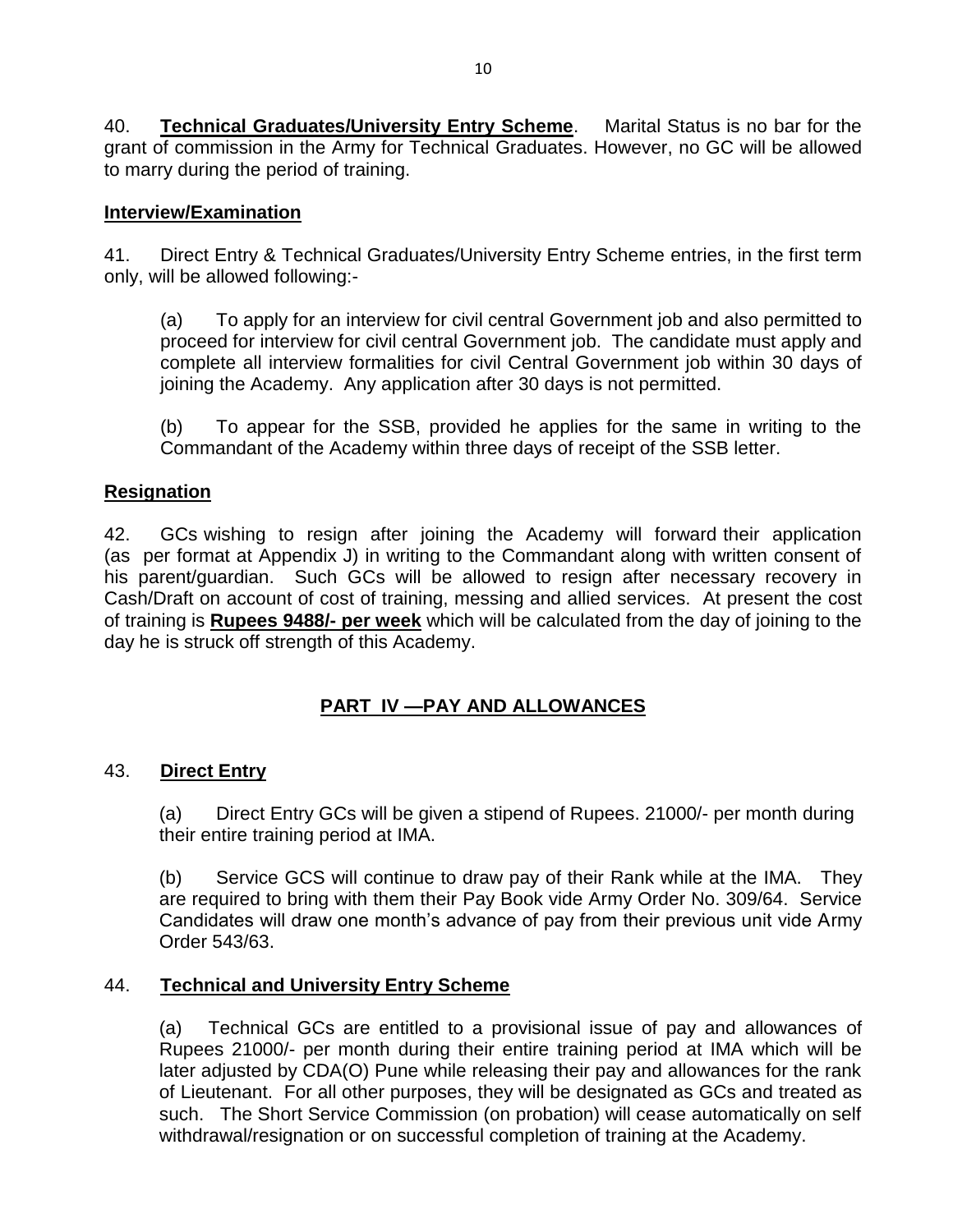40. **Technical Graduates/University Entry Scheme**. Marital Status is no bar for the grant of commission in the Army for Technical Graduates. However, no GC will be allowed to marry during the period of training.

**Interview/Examination**

41. Direct Entry & Technical Graduates/University Entry Scheme entries, in the first term only, will be allowed following:-

(a) To apply for an interview for civil central Government job and also permitted to proceed for interview for civil central Government job. The candidate must apply and complete all interview formalities for civil Central Government job within 30 days of joining the Academy. Any application after 30 days is not permitted.

(b) To appear for the SSB, provided he applies for the same in writing to the Commandant of the Academy within three days of receipt of the SSB letter.

**Resignation**

42. GCs wishing to resign after joining the Academy will forward their application (as per format at Appendix J) in writing to the Commandant along with written consent of his parent/guardian. Such GCs will be allowed to resign after necessary recovery in Cash/Draft on account of cost of training, messing and allied services. At present the cost of training is **Rupees 9488/- per week** which will be calculated from the day of joining to the day he is struck off strength of this Academy.

## PART IV —PAY AND ALLOWANCES

43. **Direct Entry**

(a) Direct Entry GCs will be given a stipend of Rupees. 21000/- per month during their entire training period at IMA.

(b) Service GCS will continue to draw pay of their Rank while at the IMA. They are required to bring with them their Pay Book vide Army Order No. 309/64. Service Candidates will draw one month's advance of pay from their previous unit vide Army Order 543/63.

44. **Technical and University Entry Scheme**

(a) Technical GCs are entitled to a provisional issue of pay and allowances of Rupees 21000/- per month during their entire training period at IMA which will be later adjusted by CDA(O) Pune while releasing their pay and allowances for the rank of Lieutenant. For all other purposes, they will be designated as GCs and treated as such. The Short Service Commission (on probation) will cease automatically on self withdrawal/resignation or on successful completion of training at the Academy.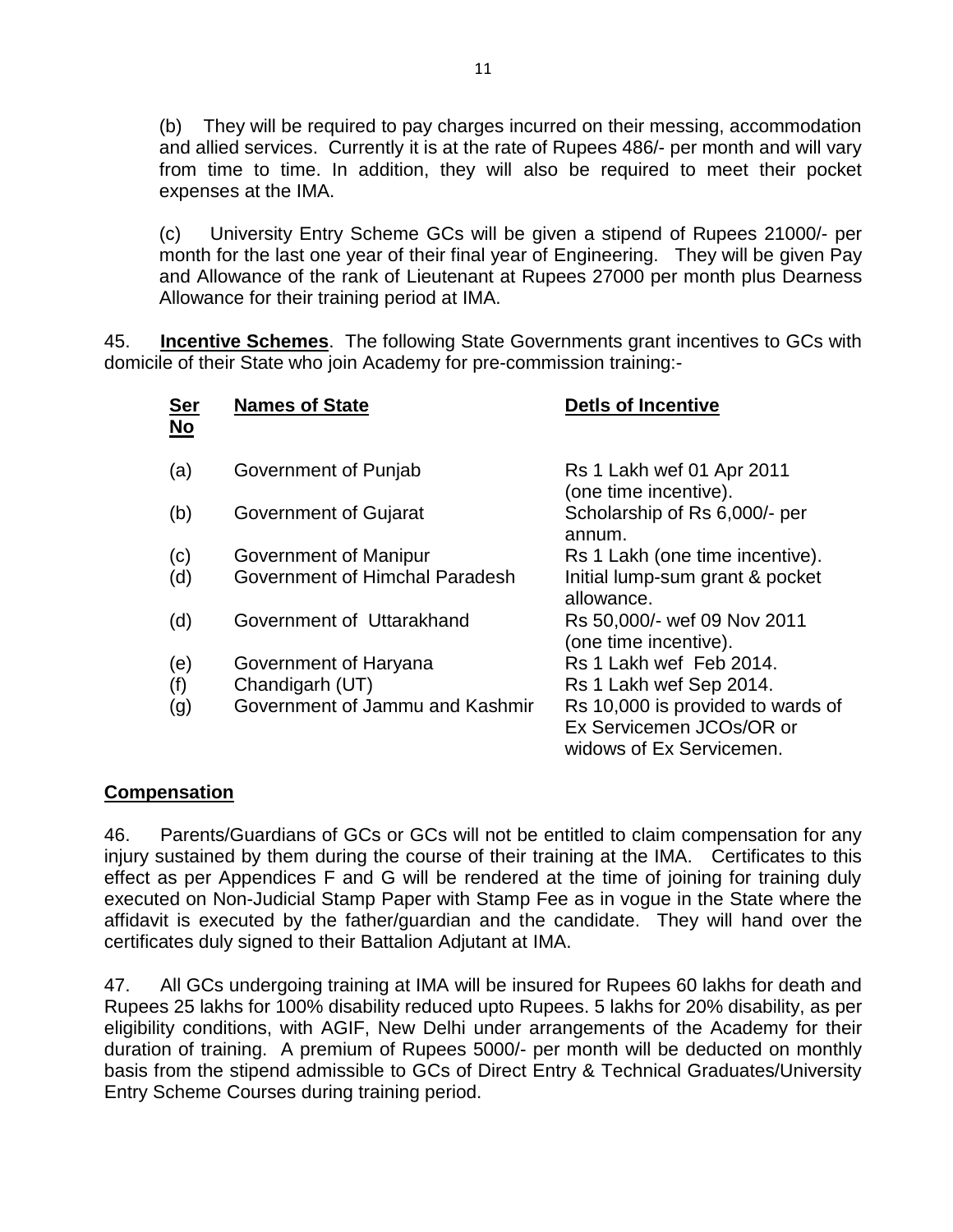(b) They will be required to pay charges incurred on their messing, accommodation and allied services. Currently it is at the rate of Rupees 486/- per month and will vary from time to time. In addition, they will also be required to meet their pocket expenses at the IMA.

(c) University Entry Scheme GCs will be given a stipend of Rupees 21000/- per month for the last one year of their final year of Engineering. They will be given Pay and Allowance of the rank of Lieutenant at Rupees 27000 per month plus Dearness Allowance for their training period at IMA.

45. **Incentive Schemes**. The following State Governments grant incentives to GCs with domicile of their State who join Academy for pre-commission training:-

| Ser No | Names of State | Detls of Incentive |
|---|---|---|
| (a) | Government of Punjab | Rs 1 Lakh wef 01 Apr 2011 (one time incentive). |
| (b) | Government of Gujarat | Scholarship of Rs 6,000/- per annum. |
| (c) | Government of Manipur | Rs 1 Lakh (one time incentive). |
| (d) | Government of Himchal Paradesh | Initial lump-sum grant & pocket allowance. |
| (d) | Government of Uttarakhand | Rs 50,000/- wef 09 Nov 2011 (one time incentive). |
| (e) | Government of Haryana | Rs 1 Lakh wef Feb 2014. |
| (f) | Chandigarh (UT) | Rs 1 Lakh wef Sep 2014. |
| (g) | Government of Jammu and Kashmir | Rs 10,000 is provided to wards of Ex Servicemen JCOs/OR or widows of Ex Servicemen. |

## Compensation

46. Parents/Guardians of GCs or GCs will not be entitled to claim compensation for any injury sustained by them during the course of their training at the IMA. Certificates to this effect as per Appendices F and G will be rendered at the time of joining for training duly executed on Non-Judicial Stamp Paper with Stamp Fee as in vogue in the State where the affidavit is executed by the father/guardian and the candidate. They will hand over the certificates duly signed to their Battalion Adjutant at IMA.

47. All GCs undergoing training at IMA will be insured for Rupees 60 lakhs for death and Rupees 25 lakhs for 100% disability reduced upto Rupees. 5 lakhs for 20% disability, as per eligibility conditions, with AGIF, New Delhi under arrangements of the Academy for their duration of training. A premium of Rupees 5000/- per month will be deducted on monthly basis from the stipend admissible to GCs of Direct Entry & Technical Graduates/University Entry Scheme Courses during training period.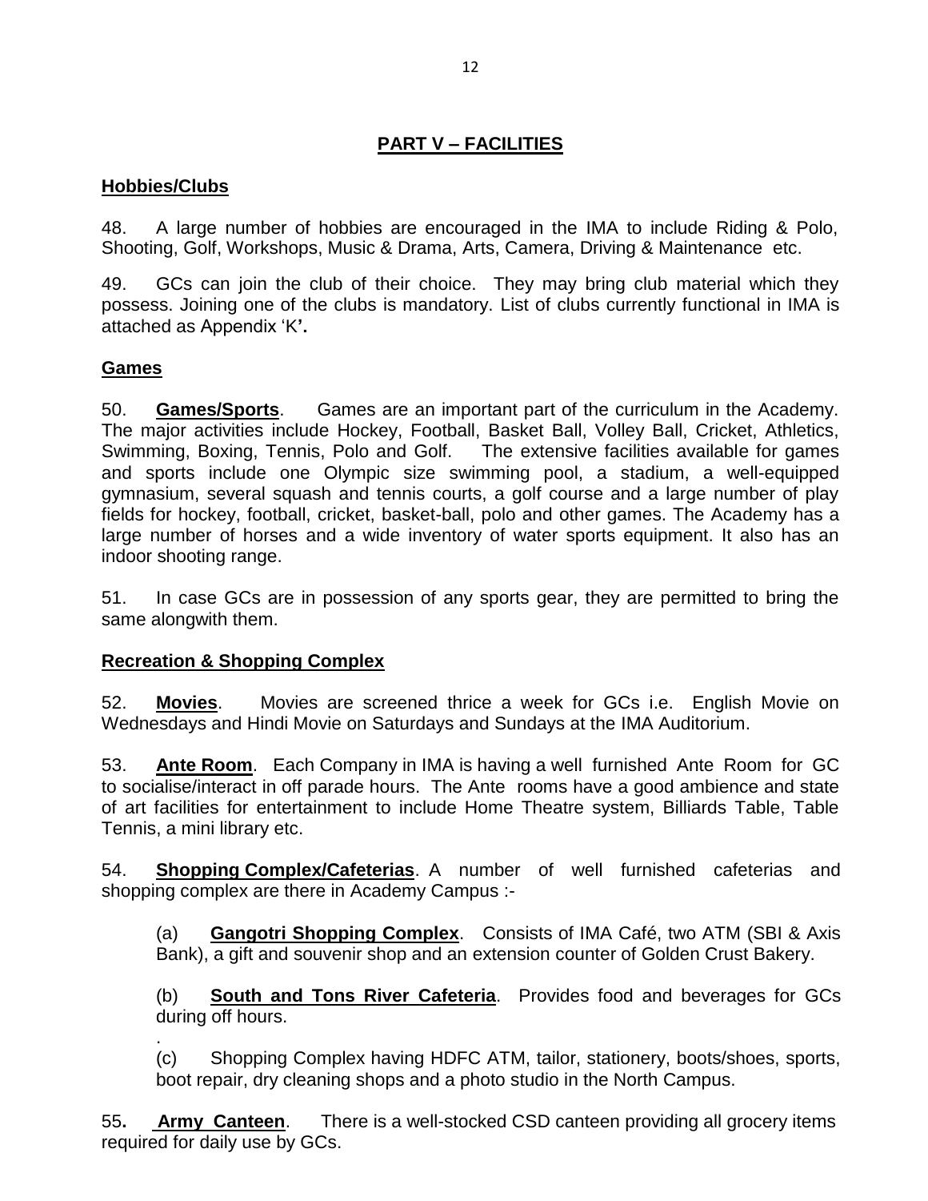## PART V – FACILITIES

### Hobbies/Clubs

48. A large number of hobbies are encouraged in the IMA to include Riding & Polo, Shooting, Golf, Workshops, Music & Drama, Arts, Camera, Driving & Maintenance etc.

49. GCs can join the club of their choice. They may bring club material which they possess. Joining one of the clubs is mandatory. List of clubs currently functional in IMA is attached as Appendix 'K'.

### Games

50. **Games/Sports**. Games are an important part of the curriculum in the Academy. The major activities include Hockey, Football, Basket Ball, Volley Ball, Cricket, Athletics, Swimming, Boxing, Tennis, Polo and Golf. The extensive facilities available for games and sports include one Olympic size swimming pool, a stadium, a well-equipped gymnasium, several squash and tennis courts, a golf course and a large number of play fields for hockey, football, cricket, basket-ball, polo and other games. The Academy has a large number of horses and a wide inventory of water sports equipment. It also has an indoor shooting range.

51. In case GCs are in possession of any sports gear, they are permitted to bring the same alongwith them.

### Recreation & Shopping Complex

52. **Movies**. Movies are screened thrice a week for GCs i.e. English Movie on Wednesdays and Hindi Movie on Saturdays and Sundays at the IMA Auditorium.

53. **Ante Room**. Each Company in IMA is having a well furnished Ante Room for GC to socialise/interact in off parade hours. The Ante rooms have a good ambience and state of art facilities for entertainment to include Home Theatre system, Billiards Table, Table Tennis, a mini library etc.

54. **Shopping Complex/Cafeterias**. A number of well furnished cafeterias and shopping complex are there in Academy Campus :-

(a) **Gangotri Shopping Complex**. Consists of IMA Café, two ATM (SBI & Axis Bank), a gift and souvenir shop and an extension counter of Golden Crust Bakery.

(b) **South and Tons River Cafeteria**. Provides food and beverages for GCs during off hours.

(c) Shopping Complex having HDFC ATM, tailor, stationery, boots/shoes, sports, boot repair, dry cleaning shops and a photo studio in the North Campus.

55. **Army Canteen**. There is a well-stocked CSD canteen providing all grocery items required for daily use by GCs.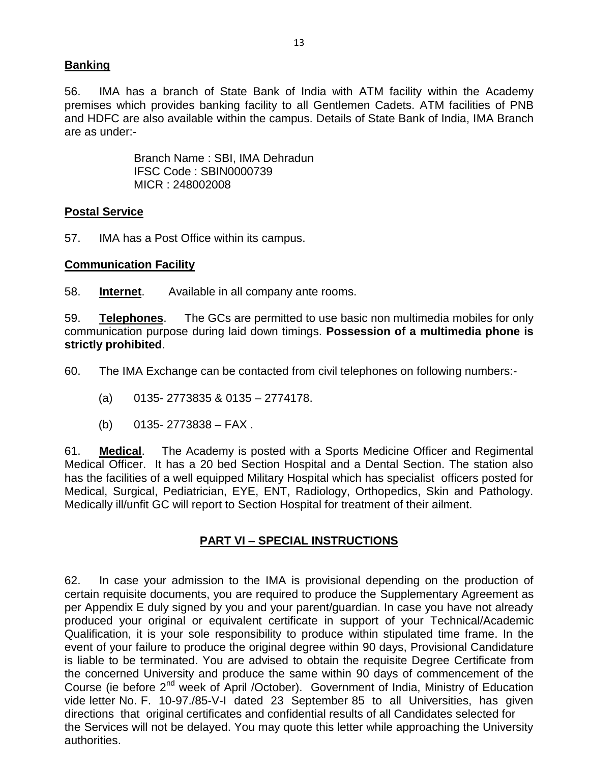**Banking**

56. IMA has a branch of State Bank of India with ATM facility within the Academy premises which provides banking facility to all Gentlemen Cadets. ATM facilities of PNB and HDFC are also available within the campus. Details of State Bank of India, IMA Branch are as under:-

Branch Name : SBI, IMA Dehradun
IFSC Code : SBIN0000739
MICR : 248002008

**Postal Service**

57. IMA has a Post Office within its campus.

**Communication Facility**

58. **Internet**. Available in all company ante rooms.

59. **Telephones**. The GCs are permitted to use basic non multimedia mobiles for only communication purpose during laid down timings. **Possession of a multimedia phone is strictly prohibited**.

60. The IMA Exchange can be contacted from civil telephones on following numbers:-

(a) 0135- 2773835 & 0135 – 2774178.

(b) 0135- 2773838 – FAX .

61. **Medical**. The Academy is posted with a Sports Medicine Officer and Regimental Medical Officer. It has a 20 bed Section Hospital and a Dental Section. The station also has the facilities of a well equipped Military Hospital which has specialist officers posted for Medical, Surgical, Pediatrician, EYE, ENT, Radiology, Orthopedics, Skin and Pathology. Medically ill/unfit GC will report to Section Hospital for treatment of their ailment.

## PART VI – SPECIAL INSTRUCTIONS

62. In case your admission to the IMA is provisional depending on the production of certain requisite documents, you are required to produce the Supplementary Agreement as per Appendix E duly signed by you and your parent/guardian. In case you have not already produced your original or equivalent certificate in support of your Technical/Academic Qualification, it is your sole responsibility to produce within stipulated time frame. In the event of your failure to produce the original degree within 90 days, Provisional Candidature is liable to be terminated. You are advised to obtain the requisite Degree Certificate from the concerned University and produce the same within 90 days of commencement of the Course (ie before 2nd week of April /October). Government of India, Ministry of Education vide letter No. F. 10-97./85-V-I dated 23 September 85 to all Universities, has given directions that original certificates and confidential results of all Candidates selected for the Services will not be delayed. You may quote this letter while approaching the University authorities.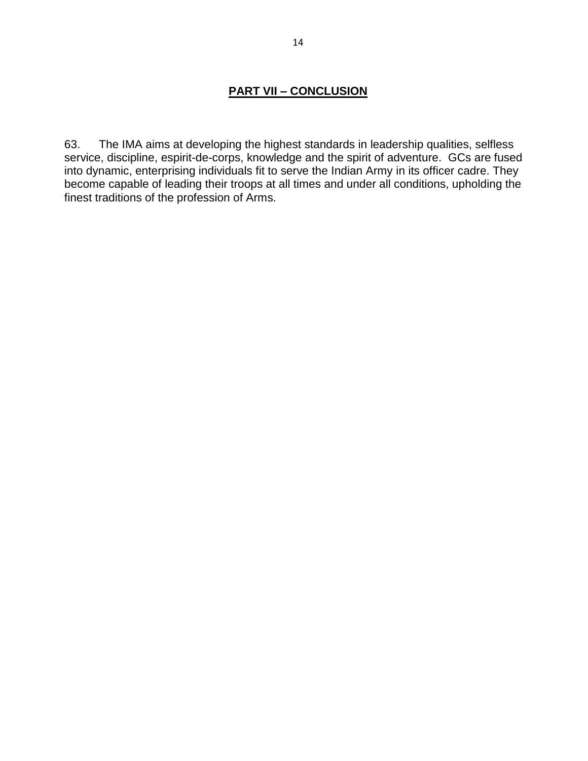## **PART VII – CONCLUSION**

63. The IMA aims at developing the highest standards in leadership qualities, selfless service, discipline, espirit-de-corps, knowledge and the spirit of adventure. GCs are fused into dynamic, enterprising individuals fit to serve the Indian Army in its officer cadre. They become capable of leading their troops at all times and under all conditions, upholding the finest traditions of the profession of Arms.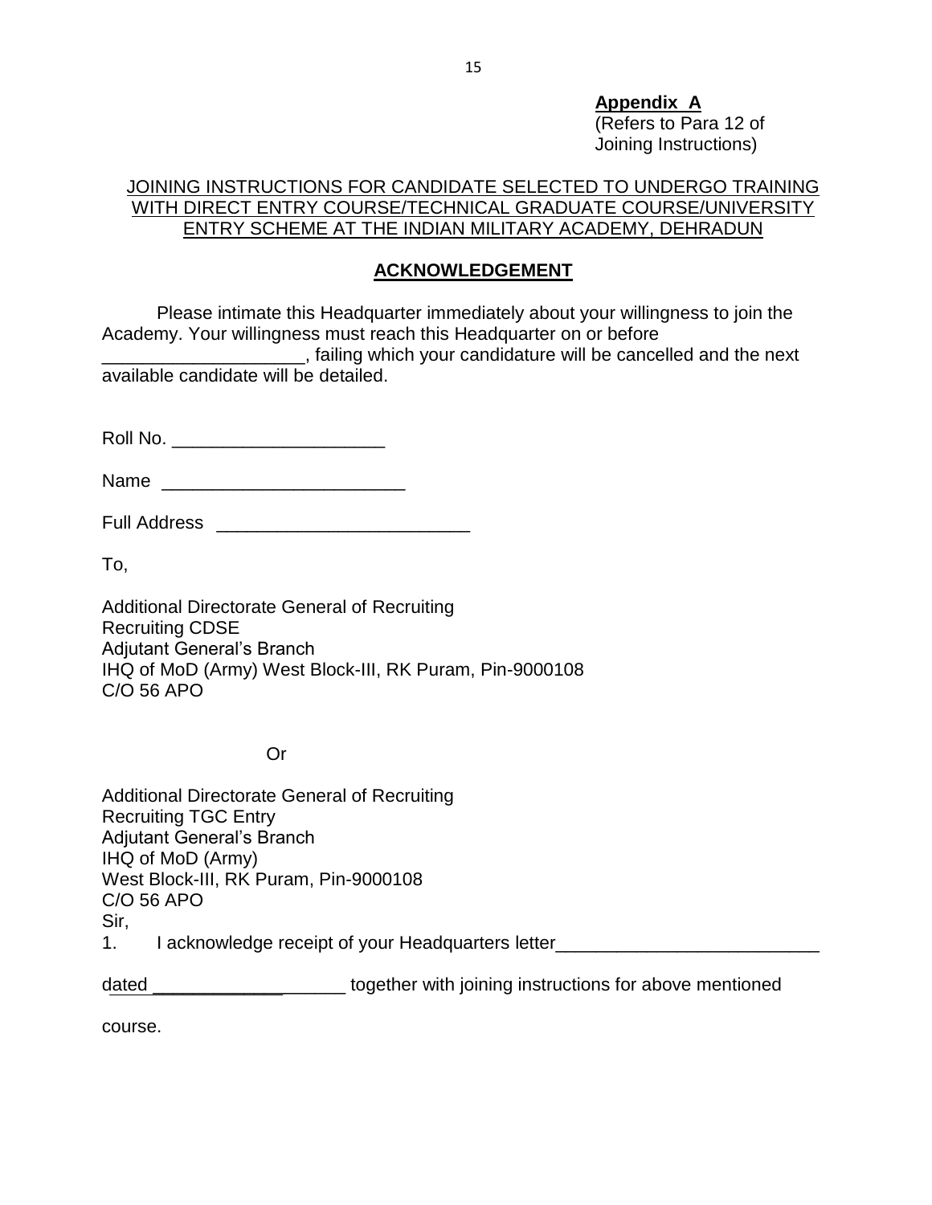**Appendix A**
(Refers to Para 12 of Joining Instructions)

JOINING INSTRUCTIONS FOR CANDIDATE SELECTED TO UNDERGO TRAINING WITH DIRECT ENTRY COURSE/TECHNICAL GRADUATE COURSE/UNIVERSITY ENTRY SCHEME AT THE INDIAN MILITARY ACADEMY, DEHRADUN

## ACKNOWLEDGEMENT

Please intimate this Headquarter immediately about your willingness to join the Academy. Your willingness must reach this Headquarter on or before ____________________, failing which your candidature will be cancelled and the next available candidate will be detailed.

Roll No. _____________________

Name ________________________

Full Address _________________________

To,

Additional Directorate General of Recruiting
Recruiting CDSE
Adjutant General's Branch
IHQ of MoD (Army) West Block-III, RK Puram, Pin-9000108
C/O 56 APO

Or

Additional Directorate General of Recruiting
Recruiting TGC Entry
Adjutant General's Branch
IHQ of MoD (Army)
West Block-III, RK Puram, Pin-9000108
C/O 56 APO

Sir,

1. I acknowledge receipt of your Headquarters letter__________________________ dated __________________ together with joining instructions for above mentioned course.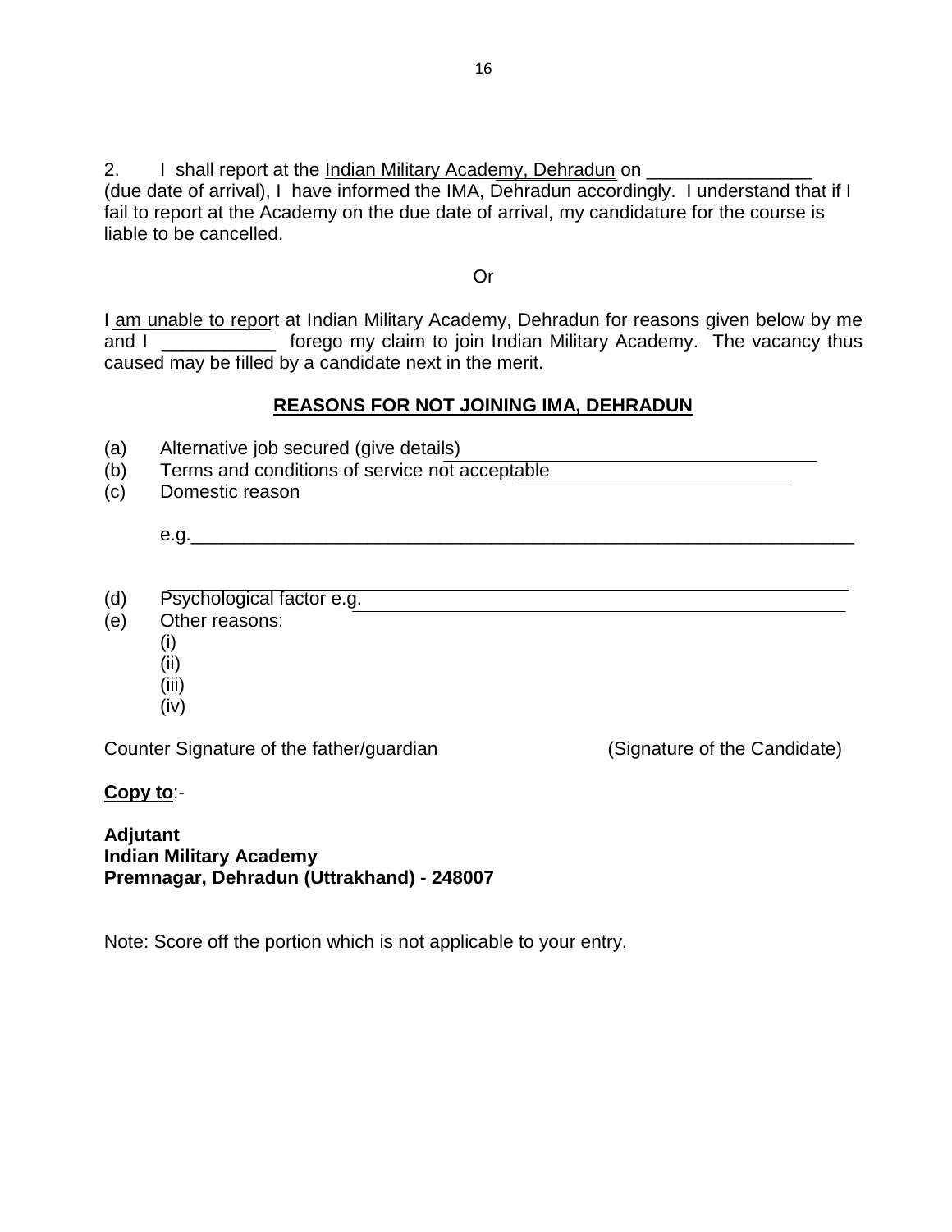2. I shall report at the Indian Military Academy, Dehradun on ________________ (due date of arrival), I have informed the IMA, Dehradun accordingly. I understand that if I fail to report at the Academy on the due date of arrival, my candidature for the course is liable to be cancelled.

Or

I am unable to report at Indian Military Academy, Dehradun for reasons given below by me and I ___________ forego my claim to join Indian Military Academy. The vacancy thus caused may be filled by a candidate next in the merit.

**REASONS FOR NOT JOINING IMA, DEHRADUN**

(a) Alternative job secured (give details) ____________________________________

(b) Terms and conditions of service not acceptable __________________________

(c) Domestic reason

e.g.________________________________________________________________

________________________________________________________________

(d) Psychological factor e.g. ________________________________________________

(e) Other reasons:

(i)

(ii)

(iii)

(iv)

Counter Signature of the father/guardian (Signature of the Candidate)

**Copy to**:-

**Adjutant**
**Indian Military Academy**
**Premnagar, Dehradun (Uttrakhand) - 248007**

Note: Score off the portion which is not applicable to your entry.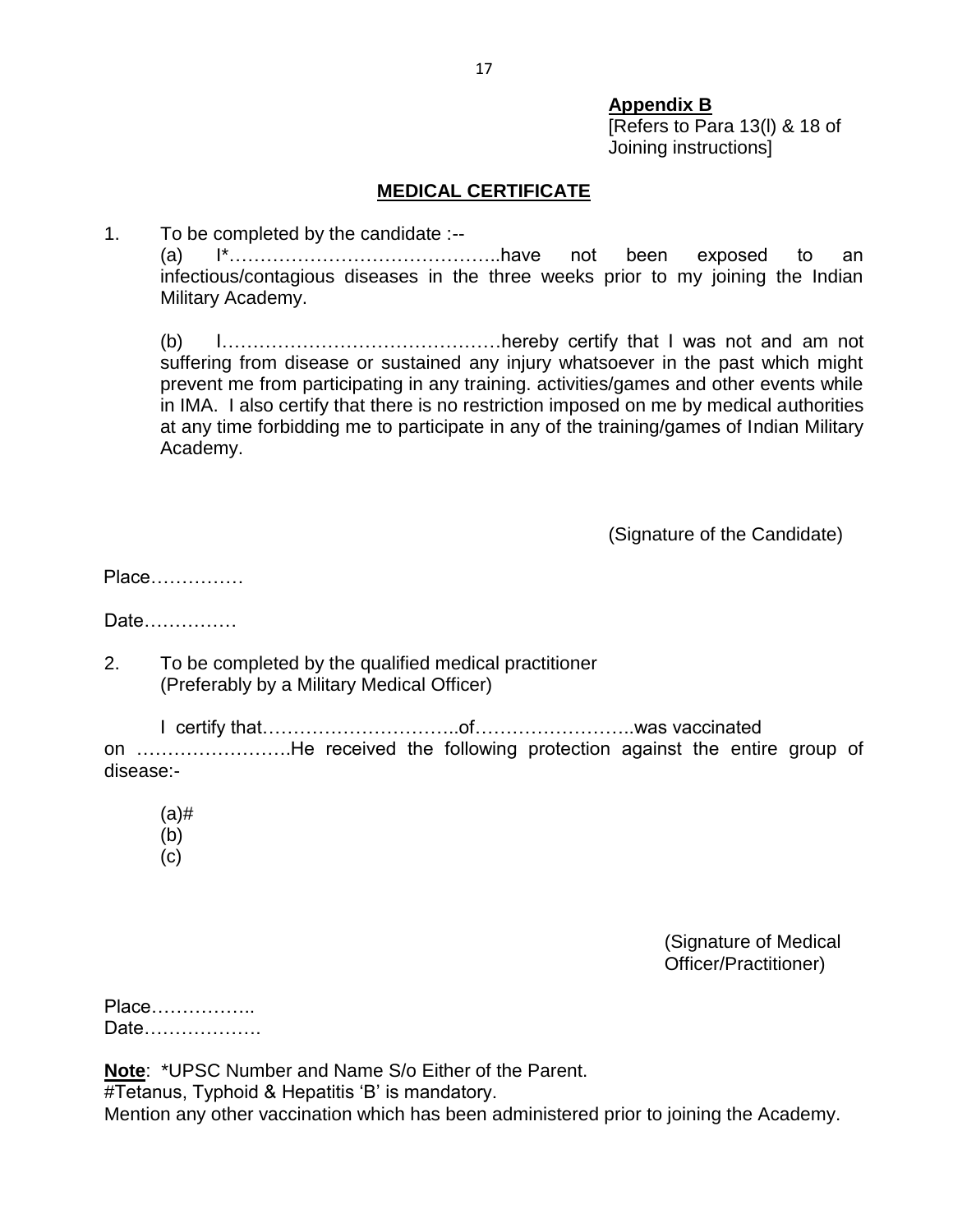**Appendix B**
[Refers to Para 13(l) & 18 of Joining instructions]

## MEDICAL CERTIFICATE

1. To be completed by the candidate :--

   (a) I*……………………………………..have not been exposed to an infectious/contagious diseases in the three weeks prior to my joining the Indian Military Academy.

   (b) I………………………………………hereby certify that I was not and am not suffering from disease or sustained any injury whatsoever in the past which might prevent me from participating in any training. activities/games and other events while in IMA. I also certify that there is no restriction imposed on me by medical authorities at any time forbidding me to participate in any of the training/games of Indian Military Academy.

(Signature of the Candidate)

Place……………

Date……………

2. To be completed by the qualified medical practitioner (Preferably by a Military Medical Officer)

I certify that…………………………..of……………………..was vaccinated on …………………….He received the following protection against the entire group of disease:-

(a)#
(b)
(c)

(Signature of Medical Officer/Practitioner)

Place……………..
Date……………….

**Note**: *UPSC Number and Name S/o Either of the Parent.
#Tetanus, Typhoid & Hepatitis 'B' is mandatory.
Mention any other vaccination which has been administered prior to joining the Academy.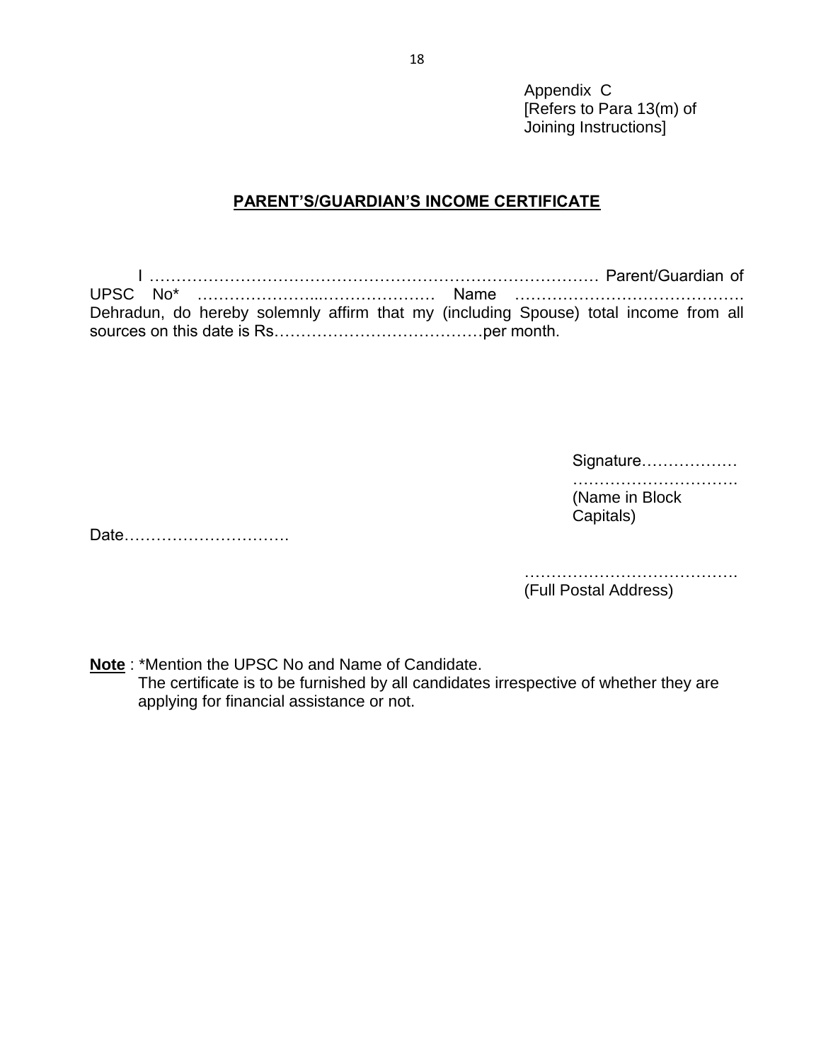Appendix C
[Refers to Para 13(m) of Joining Instructions]

## PARENT'S/GUARDIAN'S INCOME CERTIFICATE

I ………………………………………………………………………… Parent/Guardian of UPSC No* ……………………..………………… Name ……………………………………. Dehradun, do hereby solemnly affirm that my (including Spouse) total income from all sources on this date is Rs…………………………………per month.

Signature………………

………………………….
(Name in Block Capitals)

Date………………………….

…………………………………
(Full Postal Address)

**Note** : *Mention the UPSC No and Name of Candidate.
The certificate is to be furnished by all candidates irrespective of whether they are applying for financial assistance or not.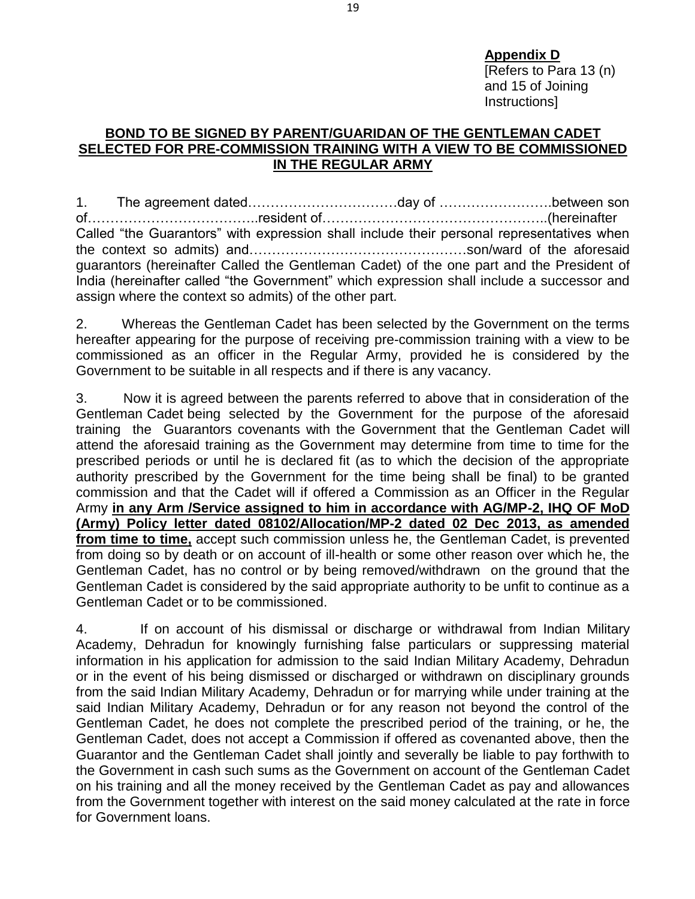**Appendix D**
[Refers to Para 13 (n) and 15 of Joining Instructions]

**BOND TO BE SIGNED BY PARENT/GUARIDAN OF THE GENTLEMAN CADET SELECTED FOR PRE-COMMISSION TRAINING WITH A VIEW TO BE COMMISSIONED IN THE REGULAR ARMY**

1. The agreement dated……………………………day of …………………….between son of………………………………..resident of…………………………………………..(hereinafter Called "the Guarantors" with expression shall include their personal representatives when the context so admits) and…………………………………………son/ward of the aforesaid guarantors (hereinafter Called the Gentleman Cadet) of the one part and the President of India (hereinafter called "the Government" which expression shall include a successor and assign where the context so admits) of the other part.

2. Whereas the Gentleman Cadet has been selected by the Government on the terms hereafter appearing for the purpose of receiving pre-commission training with a view to be commissioned as an officer in the Regular Army, provided he is considered by the Government to be suitable in all respects and if there is any vacancy.

3. Now it is agreed between the parents referred to above that in consideration of the Gentleman Cadet being selected by the Government for the purpose of the aforesaid training the Guarantors covenants with the Government that the Gentleman Cadet will attend the aforesaid training as the Government may determine from time to time for the prescribed periods or until he is declared fit (as to which the decision of the appropriate authority prescribed by the Government for the time being shall be final) to be granted commission and that the Cadet will if offered a Commission as an Officer in the Regular Army **in any Arm /Service assigned to him in accordance with AG/MP-2, IHQ OF MoD (Army) Policy letter dated 08102/Allocation/MP-2 dated 02 Dec 2013, as amended from time to time,** accept such commission unless he, the Gentleman Cadet, is prevented from doing so by death or on account of ill-health or some other reason over which he, the Gentleman Cadet, has no control or by being removed/withdrawn on the ground that the Gentleman Cadet is considered by the said appropriate authority to be unfit to continue as a Gentleman Cadet or to be commissioned.

4. If on account of his dismissal or discharge or withdrawal from Indian Military Academy, Dehradun for knowingly furnishing false particulars or suppressing material information in his application for admission to the said Indian Military Academy, Dehradun or in the event of his being dismissed or discharged or withdrawn on disciplinary grounds from the said Indian Military Academy, Dehradun or for marrying while under training at the said Indian Military Academy, Dehradun or for any reason not beyond the control of the Gentleman Cadet, he does not complete the prescribed period of the training, or he, the Gentleman Cadet, does not accept a Commission if offered as covenanted above, then the Guarantor and the Gentleman Cadet shall jointly and severally be liable to pay forthwith to the Government in cash such sums as the Government on account of the Gentleman Cadet on his training and all the money received by the Gentleman Cadet as pay and allowances from the Government together with interest on the said money calculated at the rate in force for Government loans.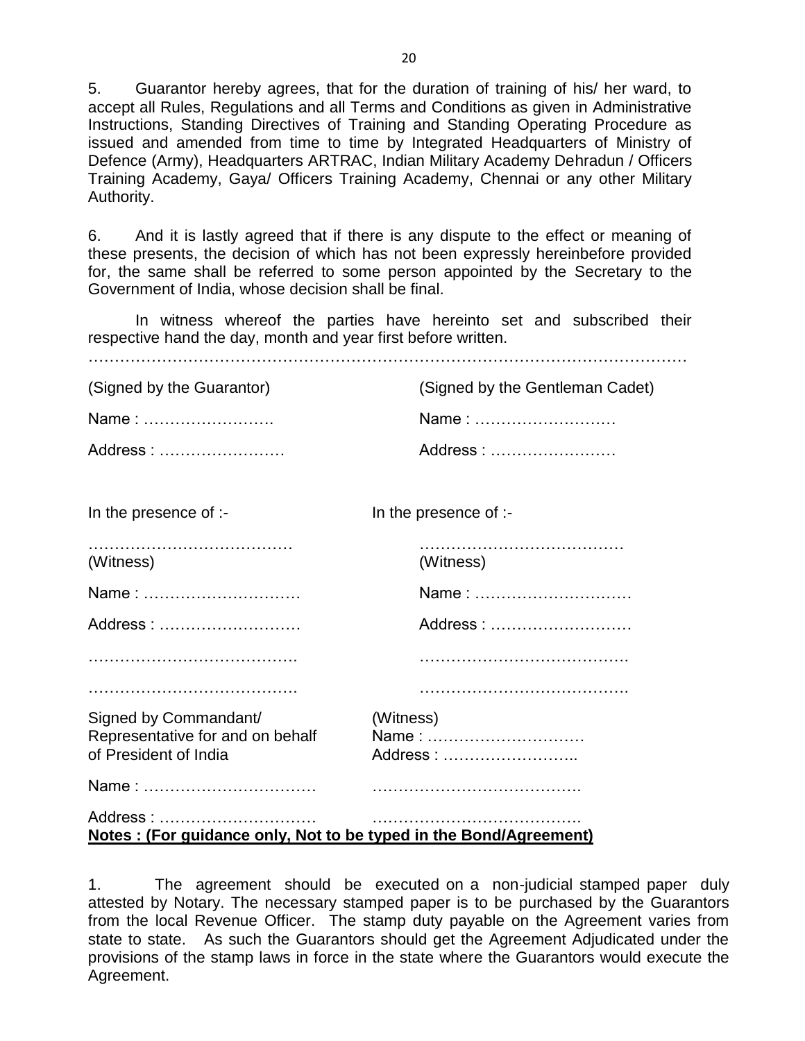5. Guarantor hereby agrees, that for the duration of training of his/ her ward, to accept all Rules, Regulations and all Terms and Conditions as given in Administrative Instructions, Standing Directives of Training and Standing Operating Procedure as issued and amended from time to time by Integrated Headquarters of Ministry of Defence (Army), Headquarters ARTRAC, Indian Military Academy Dehradun / Officers Training Academy, Gaya/ Officers Training Academy, Chennai or any other Military Authority.

6. And it is lastly agreed that if there is any dispute to the effect or meaning of these presents, the decision of which has not been expressly hereinbefore provided for, the same shall be referred to some person appointed by the Secretary to the Government of India, whose decision shall be final.

In witness whereof the parties have hereinto set and subscribed their respective hand the day, month and year first before written.

…………………………………………………………………………………………………

| | |
|---|---|
| (Signed by the Guarantor) | (Signed by the Gentleman Cadet) |
| Name : ……………………. | Name : ……………………… |
| Address : …………………… | Address : …………………… |
| | |
| In the presence of :- | In the presence of :- |
| ………………………………… (Witness) | ………………………………… (Witness) |
| Name : ………………………… | Name : ………………………… |
| Address : ……………………… | Address : ……………………… |
| …………………………………. | …………………………………. |
| …………………………………. | …………………………………. |
| Signed by Commandant/ Representative for and on behalf of President of India | (Witness) Name : ………………………… Address : …………………….. |
| Name : …………………………… | …………………………………. |
| Address : ………………………… | …………………………………. |

**Notes : (For guidance only, Not to be typed in the Bond/Agreement)**

1. The agreement should be executed on a non-judicial stamped paper duly attested by Notary. The necessary stamped paper is to be purchased by the Guarantors from the local Revenue Officer. The stamp duty payable on the Agreement varies from state to state. As such the Guarantors should get the Agreement Adjudicated under the provisions of the stamp laws in force in the state where the Guarantors would execute the Agreement.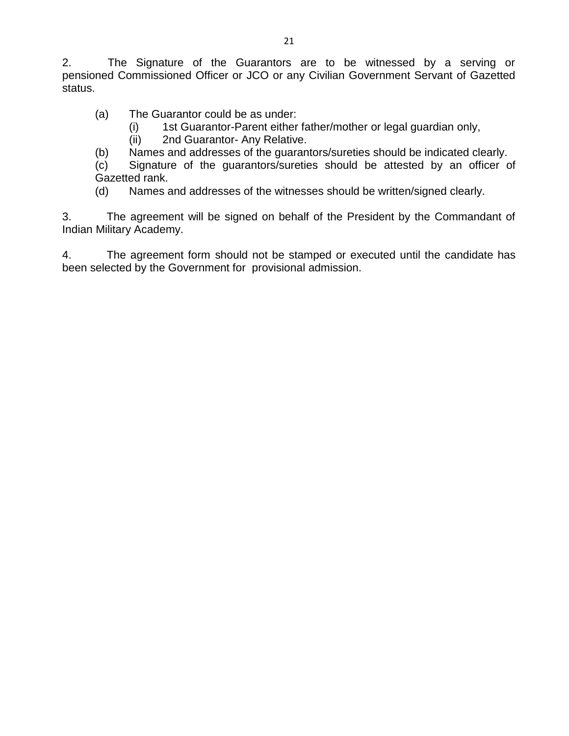2. The Signature of the Guarantors are to be witnessed by a serving or pensioned Commissioned Officer or JCO or any Civilian Government Servant of Gazetted status.

(a) The Guarantor could be as under:

(i) 1st Guarantor-Parent either father/mother or legal guardian only,

(ii) 2nd Guarantor- Any Relative.

(b) Names and addresses of the guarantors/sureties should be indicated clearly.

(c) Signature of the guarantors/sureties should be attested by an officer of Gazetted rank.

(d) Names and addresses of the witnesses should be written/signed clearly.

3. The agreement will be signed on behalf of the President by the Commandant of Indian Military Academy.

4. The agreement form should not be stamped or executed until the candidate has been selected by the Government for provisional admission.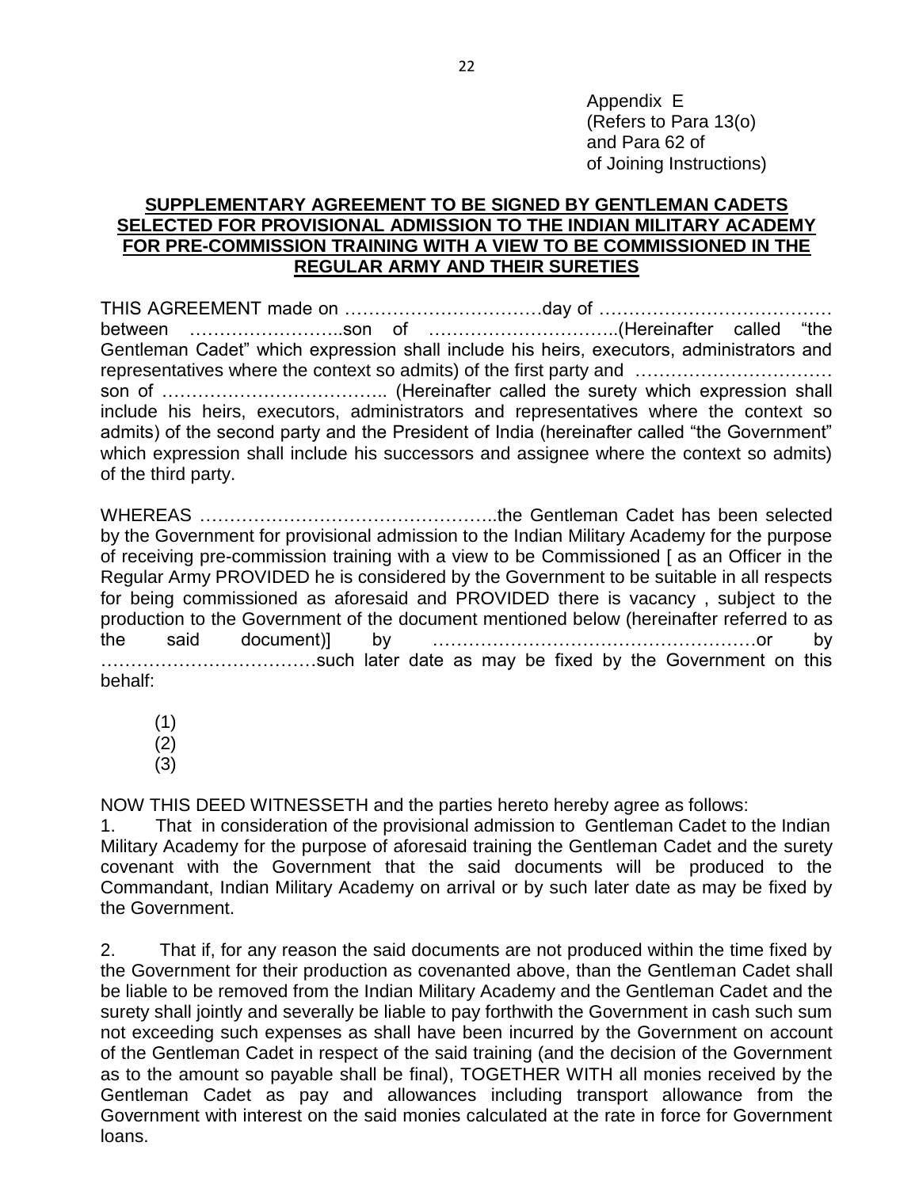Appendix E
(Refers to Para 13(o)
and Para 62 of
of Joining Instructions)

**SUPPLEMENTARY AGREEMENT TO BE SIGNED BY GENTLEMAN CADETS SELECTED FOR PROVISIONAL ADMISSION TO THE INDIAN MILITARY ACADEMY FOR PRE-COMMISSION TRAINING WITH A VIEW TO BE COMMISSIONED IN THE REGULAR ARMY AND THEIR SURETIES**

THIS AGREEMENT made on ……………………………day of ………………………………… between ……………………..son of …………………………..(Hereinafter called "the Gentleman Cadet" which expression shall include his heirs, executors, administrators and representatives where the context so admits) of the first party and …………………………… son of ……………………………….. (Hereinafter called the surety which expression shall include his heirs, executors, administrators and representatives where the context so admits) of the second party and the President of India (hereinafter called "the Government" which expression shall include his successors and assignee where the context so admits) of the third party.

WHEREAS …………………………………………..the Gentleman Cadet has been selected by the Government for provisional admission to the Indian Military Academy for the purpose of receiving pre-commission training with a view to be Commissioned [ as an Officer in the Regular Army PROVIDED he is considered by the Government to be suitable in all respects for being commissioned as aforesaid and PROVIDED there is vacancy , subject to the production to the Government of the document mentioned below (hereinafter referred to as the said document)] by ……………………………………………or by ………………………………such later date as may be fixed by the Government on this behalf:

(1)
(2)
(3)

NOW THIS DEED WITNESSETH and the parties hereto hereby agree as follows:

1. That in consideration of the provisional admission to Gentleman Cadet to the Indian Military Academy for the purpose of aforesaid training the Gentleman Cadet and the surety covenant with the Government that the said documents will be produced to the Commandant, Indian Military Academy on arrival or by such later date as may be fixed by the Government.

2. That if, for any reason the said documents are not produced within the time fixed by the Government for their production as covenanted above, than the Gentleman Cadet shall be liable to be removed from the Indian Military Academy and the Gentleman Cadet and the surety shall jointly and severally be liable to pay forthwith the Government in cash such sum not exceeding such expenses as shall have been incurred by the Government on account of the Gentleman Cadet in respect of the said training (and the decision of the Government as to the amount so payable shall be final), TOGETHER WITH all monies received by the Gentleman Cadet as pay and allowances including transport allowance from the Government with interest on the said monies calculated at the rate in force for Government loans.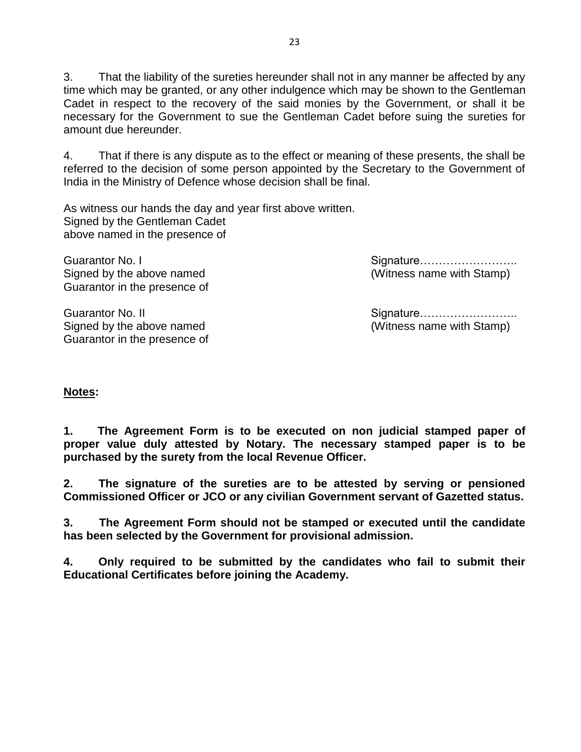3. That the liability of the sureties hereunder shall not in any manner be affected by any time which may be granted, or any other indulgence which may be shown to the Gentleman Cadet in respect to the recovery of the said monies by the Government, or shall it be necessary for the Government to sue the Gentleman Cadet before suing the sureties for amount due hereunder.

4. That if there is any dispute as to the effect or meaning of these presents, the shall be referred to the decision of some person appointed by the Secretary to the Government of India in the Ministry of Defence whose decision shall be final.

As witness our hands the day and year first above written.
Signed by the Gentleman Cadet
above named in the presence of

Guarantor No. I
Signed by the above named
Guarantor in the presence of

Signature……………………..
(Witness name with Stamp)

Guarantor No. II
Signed by the above named
Guarantor in the presence of

Signature……………………..
(Witness name with Stamp)

**<u>Notes</u>:**

**1. The Agreement Form is to be executed on non judicial stamped paper of proper value duly attested by Notary. The necessary stamped paper is to be purchased by the surety from the local Revenue Officer.**

**2. The signature of the sureties are to be attested by serving or pensioned Commissioned Officer or JCO or any civilian Government servant of Gazetted status.**

**3. The Agreement Form should not be stamped or executed until the candidate has been selected by the Government for provisional admission.**

**4. Only required to be submitted by the candidates who fail to submit their Educational Certificates before joining the Academy.**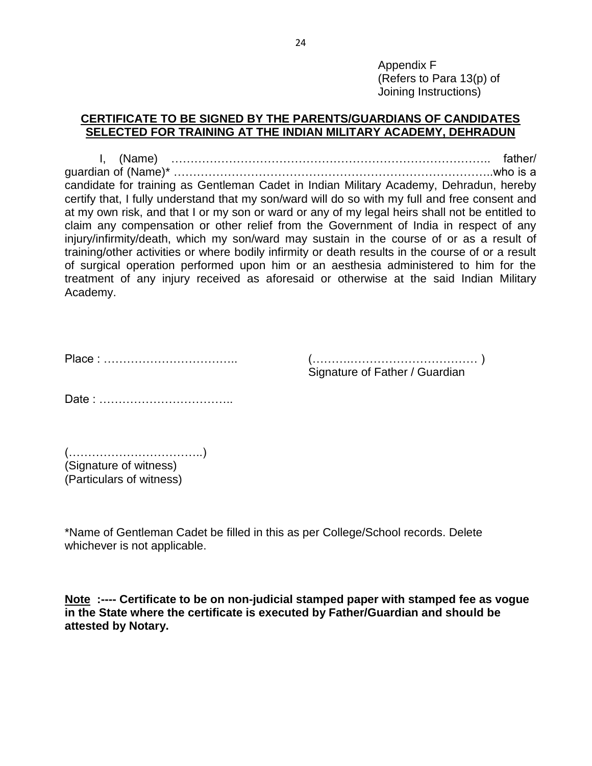Appendix F
(Refers to Para 13(p) of
Joining Instructions)

**CERTIFICATE TO BE SIGNED BY THE PARENTS/GUARDIANS OF CANDIDATES SELECTED FOR TRAINING AT THE INDIAN MILITARY ACADEMY, DEHRADUN**

I, (Name) ………………………………………………………………………….. father/ guardian of (Name)* ………………………………………………………………………..who is a candidate for training as Gentleman Cadet in Indian Military Academy, Dehradun, hereby certify that, I fully understand that my son/ward will do so with my full and free consent and at my own risk, and that I or my son or ward or any of my legal heirs shall not be entitled to claim any compensation or other relief from the Government of India in respect of any injury/infirmity/death, which my son/ward may sustain in the course of or as a result of training/other activities or where bodily infirmity or death results in the course of or a result of surgical operation performed upon him or an aesthesia administered to him for the treatment of any injury received as aforesaid or otherwise at the said Indian Military Academy.

Place : ……………………………..

(…………………………………… )
Signature of Father / Guardian

Date : ……………………………..

(……………………………..)
(Signature of witness)
(Particulars of witness)

*Name of Gentleman Cadet be filled in this as per College/School records. Delete whichever is not applicable.

**Note :---- Certificate to be on non-judicial stamped paper with stamped fee as vogue in the State where the certificate is executed by Father/Guardian and should be attested by Notary.**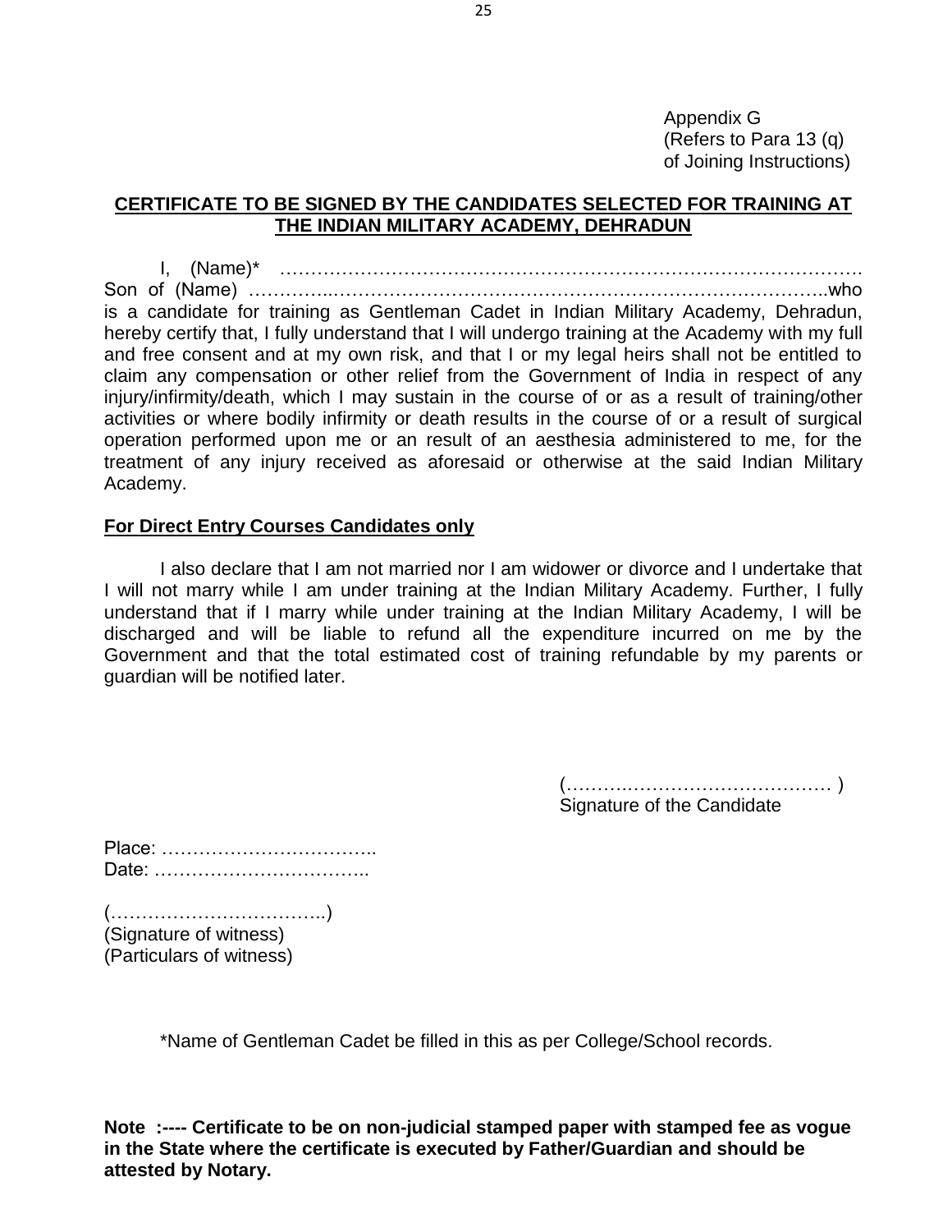Appendix G
(Refers to Para 13 (q)
of Joining Instructions)

## CERTIFICATE TO BE SIGNED BY THE CANDIDATES SELECTED FOR TRAINING AT THE INDIAN MILITARY ACADEMY, DEHRADUN

I, (Name)* ……………………………………………………………………………………
Son of (Name) …………..………………………………………………….…………..who is a candidate for training as Gentleman Cadet in Indian Military Academy, Dehradun, hereby certify that, I fully understand that I will undergo training at the Academy with my full and free consent and at my own risk, and that I or my legal heirs shall not be entitled to claim any compensation or other relief from the Government of India in respect of any injury/infirmity/death, which I may sustain in the course of or as a result of training/other activities or where bodily infirmity or death results in the course of or a result of surgical operation performed upon me or an result of an aesthesia administered to me, for the treatment of any injury received as aforesaid or otherwise at the said Indian Military Academy.

**For Direct Entry Courses Candidates only**

I also declare that I am not married nor I am widower or divorce and I undertake that I will not marry while I am under training at the Indian Military Academy. Further, I fully understand that if I marry while under training at the Indian Military Academy, I will be discharged and will be liable to refund all the expenditure incurred on me by the Government and that the total estimated cost of training refundable by my parents or guardian will be notified later.

(……….…………………………… )
Signature of the Candidate

Place: ……………………………..
Date: ……………………………..

(……………………………..)
(Signature of witness)
(Particulars of witness)

*Name of Gentleman Cadet be filled in this as per College/School records.

**Note :---- Certificate to be on non-judicial stamped paper with stamped fee as vogue in the State where the certificate is executed by Father/Guardian and should be attested by Notary.**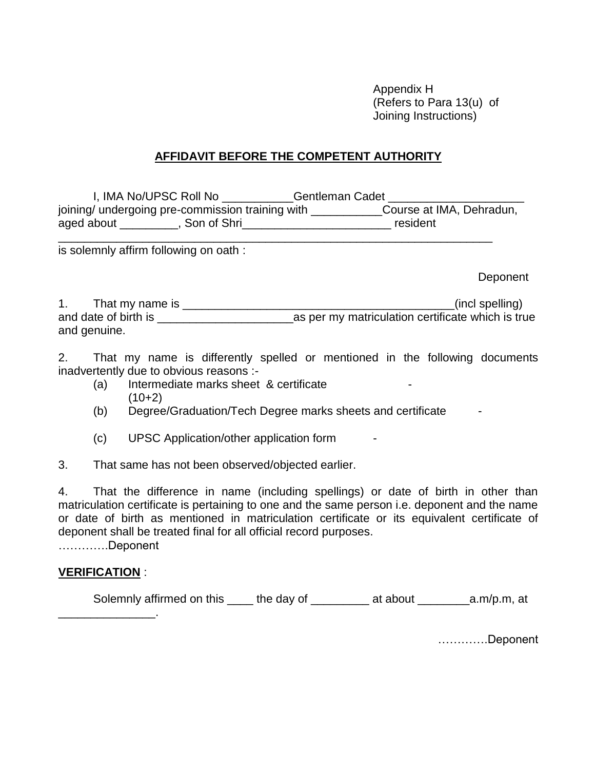Appendix H
(Refers to Para 13(u) of
Joining Instructions)

## AFFIDAVIT BEFORE THE COMPETENT AUTHORITY

I, IMA No/UPSC Roll No ___________Gentleman Cadet _____________________ joining/ undergoing pre-commission training with ___________Course at IMA, Dehradun, aged about _________, Son of Shri_______________________ resident ______________________________________________________________________ is solemnly affirm following on oath :

Deponent

1. That my name is __________________________________________(incl spelling) and date of birth is _____________________as per my matriculation certificate which is true and genuine.

2. That my name is differently spelled or mentioned in the following documents inadvertently due to obvious reasons :-

   (a) Intermediate marks sheet & certificate (10+2) -

   (b) Degree/Graduation/Tech Degree marks sheets and certificate -

   (c) UPSC Application/other application form -

3. That same has not been observed/objected earlier.

4. That the difference in name (including spellings) or date of birth in other than matriculation certificate is pertaining to one and the same person i.e. deponent and the name or date of birth as mentioned in matriculation certificate or its equivalent certificate of deponent shall be treated final for all official record purposes.

………….Deponent

**VERIFICATION** :

Solemnly affirmed on this ____ the day of _________ at about ________a.m/p.m, at _______________.

………….Deponent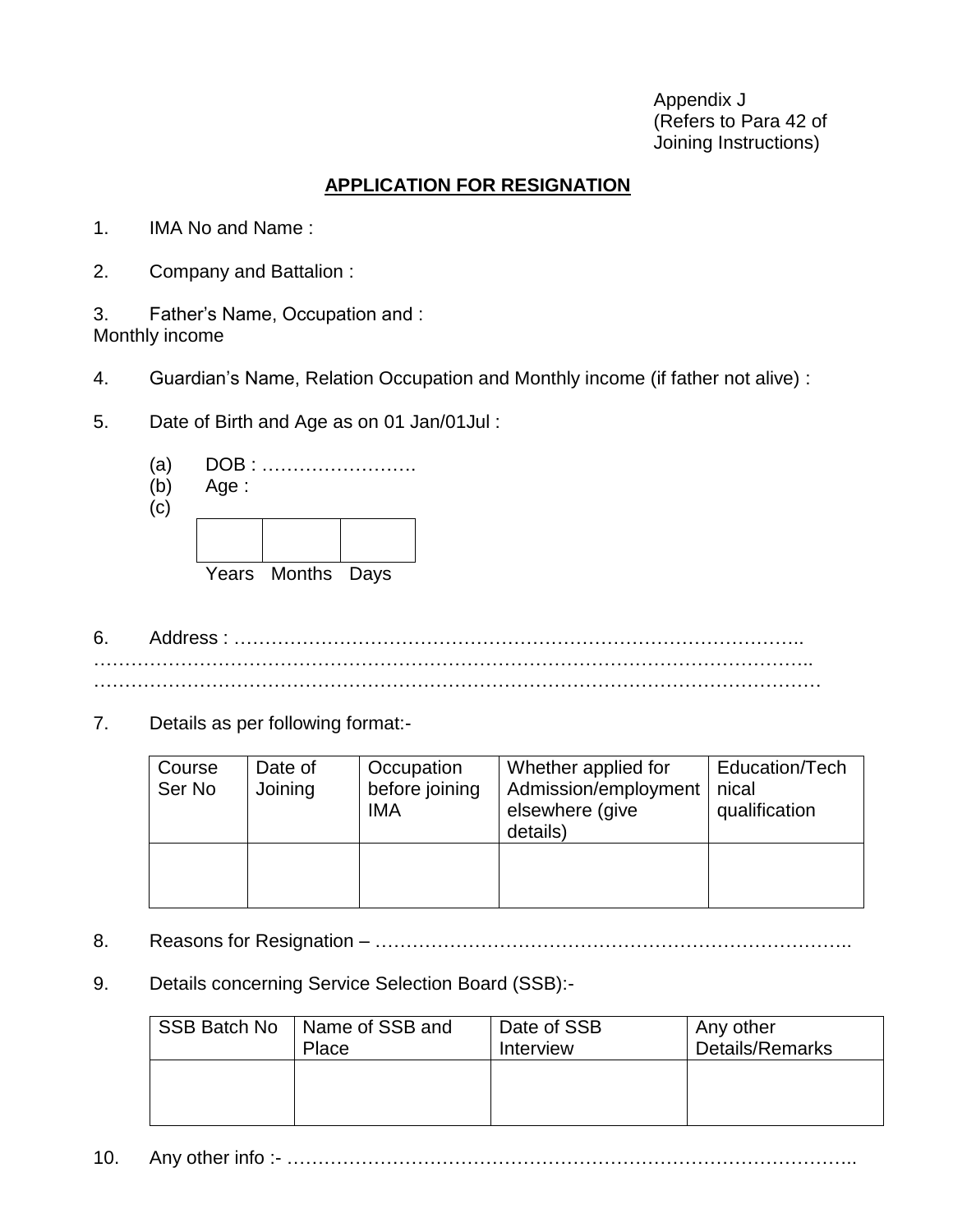Appendix J
(Refers to Para 42 of
Joining Instructions)

## APPLICATION FOR RESIGNATION

1. IMA No and Name :

2. Company and Battalion :

3. Father's Name, Occupation and :
Monthly income

4. Guardian's Name, Relation Occupation and Monthly income (if father not alive) :

5. Date of Birth and Age as on 01 Jan/01Jul :

(a) DOB : …………………….

(b) Age :

(c)

| | | |
|---|---|---|
| | | |
| Years | Months | Days |

6. Address : ……………………………………………………………………………..
…………………………………………………………………………………………………..
…………………………………………………………………………………………………

7. Details as per following format:-

| Course Ser No | Date of Joining | Occupation before joining IMA | Whether applied for Admission/employment elsewhere (give details) | Education/Technical qualification |
|---|---|---|---|---|
| | | | | |

8. Reasons for Resignation – …………………………………………………………………..

9. Details concerning Service Selection Board (SSB):-

| SSB Batch No | Name of SSB and Place | Date of SSB Interview | Any other Details/Remarks |
|---|---|---|---|
| | | | |

10. Any other info :- ……………………………………………………………………………..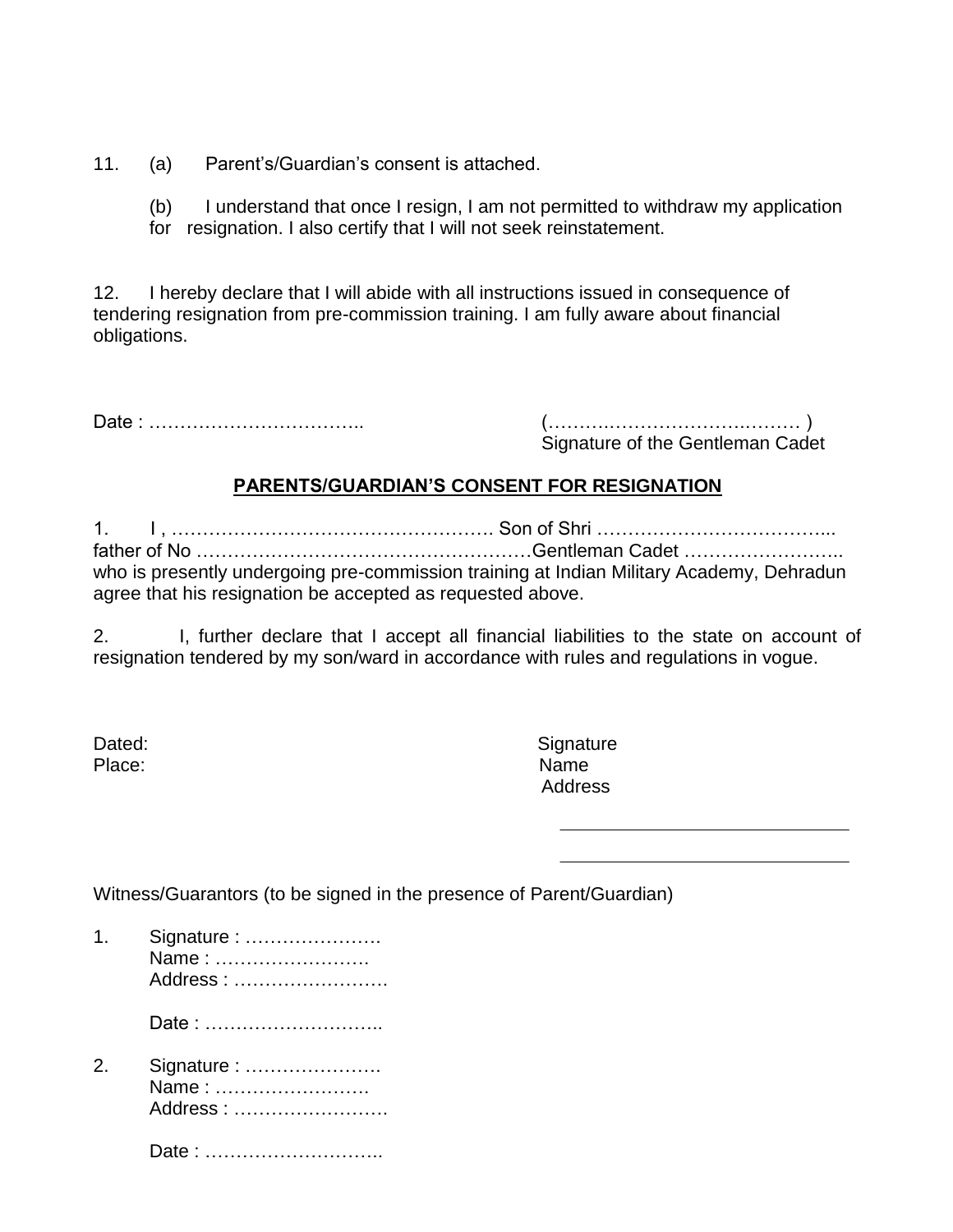11. (a) Parent's/Guardian's consent is attached.

(b) I understand that once I resign, I am not permitted to withdraw my application for resignation. I also certify that I will not seek reinstatement.

12. I hereby declare that I will abide with all instructions issued in consequence of tendering resignation from pre-commission training. I am fully aware about financial obligations.

Date : ……………………………..

(…………………………………… )
Signature of the Gentleman Cadet

## PARENTS/GUARDIAN'S CONSENT FOR RESIGNATION

1. I , ……………………………………………. Son of Shri ………………………………... father of No ………………………………………………Gentleman Cadet …………………….. who is presently undergoing pre-commission training at Indian Military Academy, Dehradun agree that his resignation be accepted as requested above.

2. I, further declare that I accept all financial liabilities to the state on account of resignation tendered by my son/ward in accordance with rules and regulations in vogue.

Dated:
Place:

Signature
Name
Address

\_\_\_\_\_\_\_\_\_\_\_\_\_\_\_\_\_\_\_\_\_\_\_\_\_\_\_

\_\_\_\_\_\_\_\_\_\_\_\_\_\_\_\_\_\_\_\_\_\_\_\_\_\_\_

Witness/Guarantors (to be signed in the presence of Parent/Guardian)

1. Signature : ………………….
   Name : …………………….
   Address : …………………….

   Date : ………………………..

2. Signature : ………………….
   Name : …………………….
   Address : …………………….

   Date : ………………………..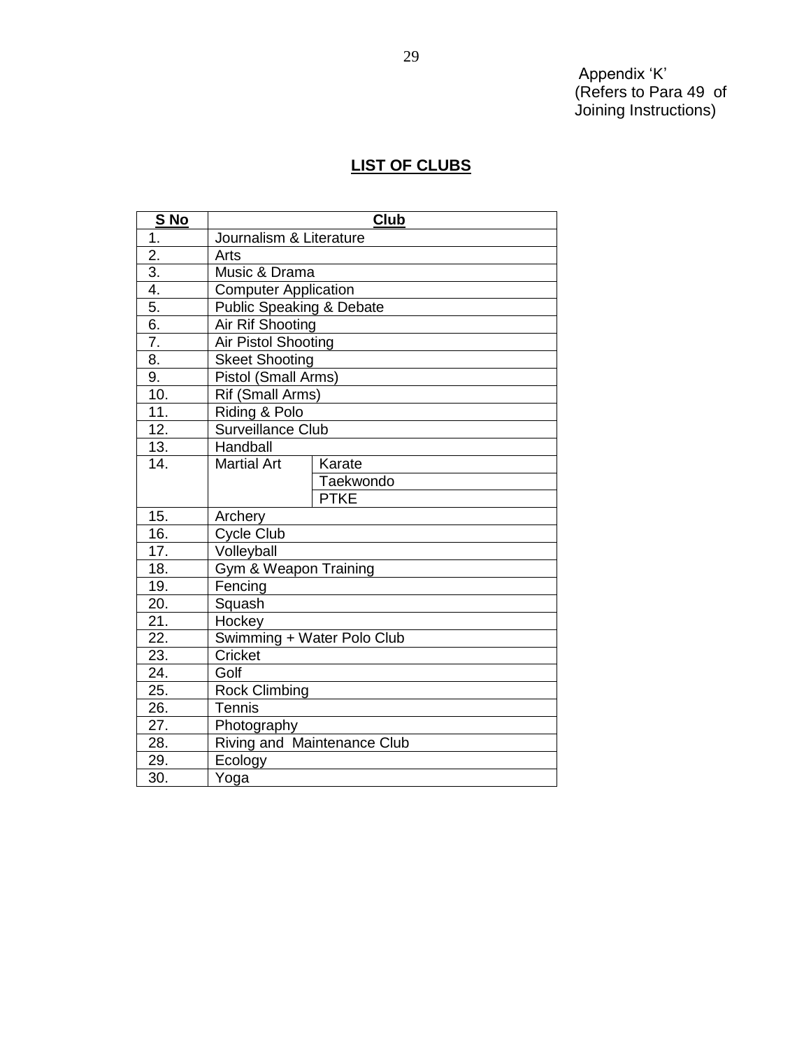Appendix 'K'
(Refers to Para 49 of
Joining Instructions)

## LIST OF CLUBS

| S No | Club | |
|---|---|---|
| 1. | Journalism & Literature | |
| 2. | Arts | |
| 3. | Music & Drama | |
| 4. | Computer Application | |
| 5. | Public Speaking & Debate | |
| 6. | Air Rif Shooting | |
| 7. | Air Pistol Shooting | |
| 8. | Skeet Shooting | |
| 9. | Pistol (Small Arms) | |
| 10. | Rif (Small Arms) | |
| 11. | Riding & Polo | |
| 12. | Surveillance Club | |
| 13. | Handball | |
| 14. | Martial Art | Karate |
| | | Taekwondo |
| | | PTKE |
| 15. | Archery | |
| 16. | Cycle Club | |
| 17. | Volleyball | |
| 18. | Gym & Weapon Training | |
| 19. | Fencing | |
| 20. | Squash | |
| 21. | Hockey | |
| 22. | Swimming + Water Polo Club | |
| 23. | Cricket | |
| 24. | Golf | |
| 25. | Rock Climbing | |
| 26. | Tennis | |
| 27. | Photography | |
| 28. | Riving and Maintenance Club | |
| 29. | Ecology | |
| 30. | Yoga | |